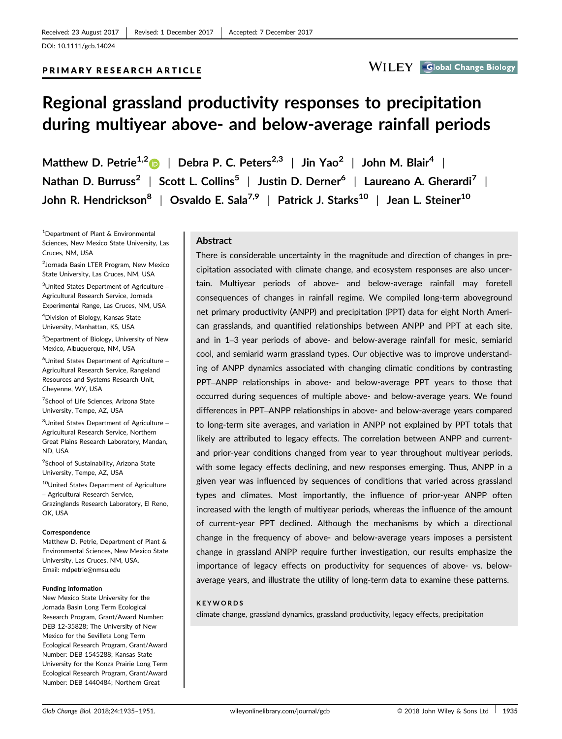Received: 23 August 2017 | Revised: 1 December 2017 | Accepted: 7 December 2017

DOI: 10.1111/gcb.14024

**PRIMARY RESEARCH ARTICLE**

# Regional grassland productivity responses to precipitation during multiyear above- and below-average rainfall periods

Matthew D. Petrie[1,2] | Debra P. C. Peters[2,3] | Jin Yao[2] | John M. Blair[4] | Nathan D. Burruss[2] | Scott L. Collins[5] | Justin D. Derner[6] | Laureano A. Gherardi[7] | John R. Hendrickson[8] | Osvaldo E. Sala[7,9] | Patrick J. Starks[10] | Jean L. Steiner[10]

[1]Department of Plant & Environmental Sciences, New Mexico State University, Las Cruces, NM, USA

[2]Jornada Basin LTER Program, New Mexico State University, Las Cruces, NM, USA

[3]United States Department of Agriculture – Agricultural Research Service, Jornada Experimental Range, Las Cruces, NM, USA

[4]Division of Biology, Kansas State University, Manhattan, KS, USA

[5]Department of Biology, University of New Mexico, Albuquerque, NM, USA

[6]United States Department of Agriculture – Agricultural Research Service, Rangeland Resources and Systems Research Unit, Cheyenne, WY, USA

[7]School of Life Sciences, Arizona State University, Tempe, AZ, USA

[8]United States Department of Agriculture – Agricultural Research Service, Northern Great Plains Research Laboratory, Mandan, ND, USA

[9]School of Sustainability, Arizona State University, Tempe, AZ, USA

[10]United States Department of Agriculture – Agricultural Research Service, Grazinglands Research Laboratory, El Reno, OK, USA

**Correspondence**
Matthew D. Petrie, Department of Plant & Environmental Sciences, New Mexico State University, Las Cruces, NM, USA.
Email: mdpetrie@nmsu.edu

**Funding information**
New Mexico State University for the Jornada Basin Long Term Ecological Research Program, Grant/Award Number: DEB 12-35828; The University of New Mexico for the Sevilleta Long Term Ecological Research Program, Grant/Award Number: DEB 1545288; Kansas State University for the Konza Prairie Long Term Ecological Research Program, Grant/Award Number: DEB 1440484; Northern Great

## Abstract

There is considerable uncertainty in the magnitude and direction of changes in precipitation associated with climate change, and ecosystem responses are also uncertain. Multiyear periods of above- and below-average rainfall may foretell consequences of changes in rainfall regime. We compiled long-term aboveground net primary productivity (ANPP) and precipitation (PPT) data for eight North American grasslands, and quantified relationships between ANPP and PPT at each site, and in 1–3 year periods of above- and below-average rainfall for mesic, semiarid cool, and semiarid warm grassland types. Our objective was to improve understanding of ANPP dynamics associated with changing climatic conditions by contrasting PPT–ANPP relationships in above- and below-average PPT years to those that occurred during sequences of multiple above- and below-average years. We found differences in PPT–ANPP relationships in above- and below-average years compared to long-term site averages, and variation in ANPP not explained by PPT totals that likely are attributed to legacy effects. The correlation between ANPP and current- and prior-year conditions changed from year to year throughout multiyear periods, with some legacy effects declining, and new responses emerging. Thus, ANPP in a given year was influenced by sequences of conditions that varied across grassland types and climates. Most importantly, the influence of prior-year ANPP often increased with the length of multiyear periods, whereas the influence of the amount of current-year PPT declined. Although the mechanisms by which a directional change in the frequency of above- and below-average years imposes a persistent change in grassland ANPP require further investigation, our results emphasize the importance of legacy effects on productivity for sequences of above- vs. below-average years, and illustrate the utility of long-term data to examine these patterns.

**KEYWORDS**
climate change, grassland dynamics, grassland productivity, legacy effects, precipitation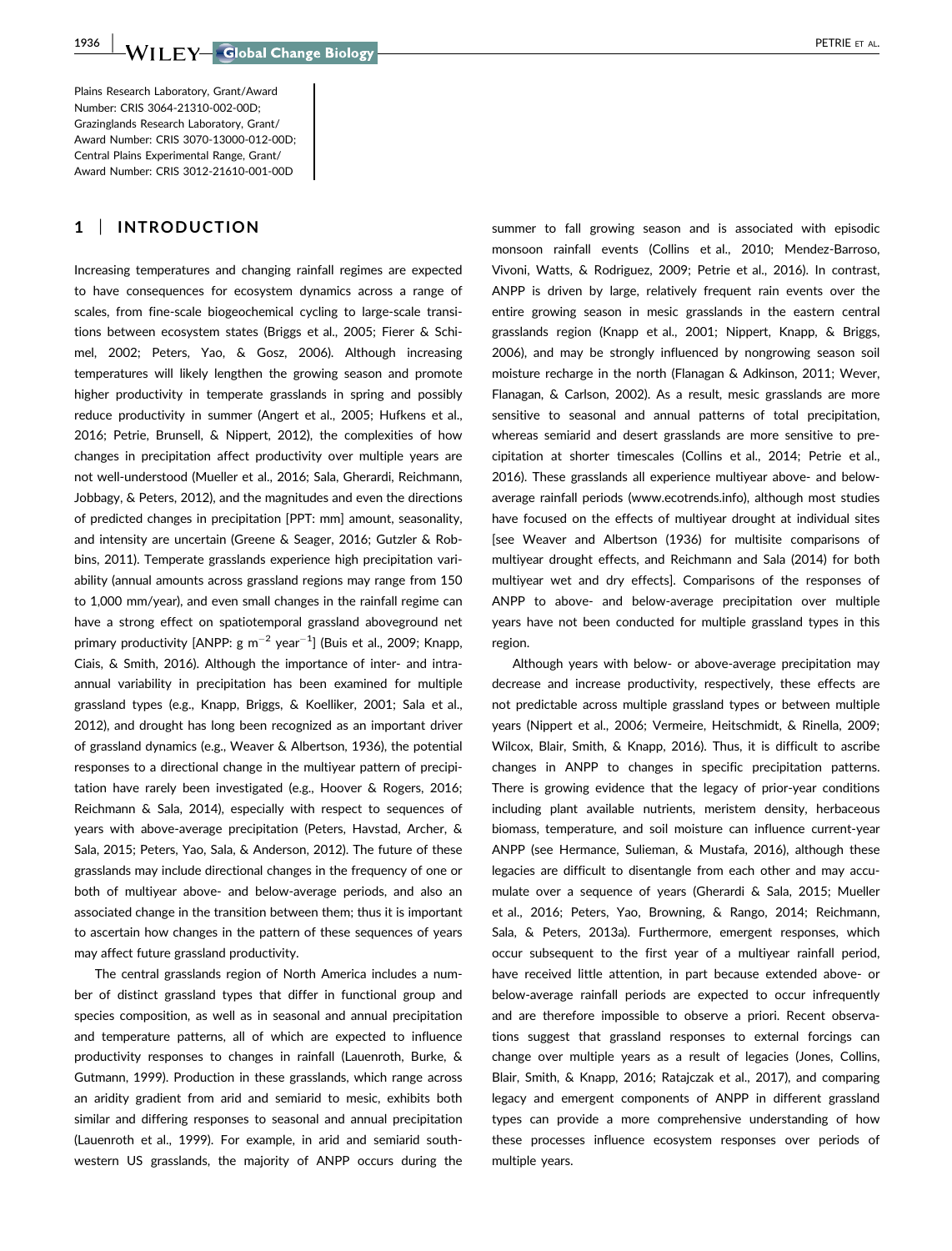Plains Research Laboratory, Grant/Award Number: CRIS 3064-21310-002-00D; Grazinglands Research Laboratory, Grant/Award Number: CRIS 3070-13000-012-00D; Central Plains Experimental Range, Grant/Award Number: CRIS 3012-21610-001-00D

## 1 | INTRODUCTION

Increasing temperatures and changing rainfall regimes are expected to have consequences for ecosystem dynamics across a range of scales, from fine-scale biogeochemical cycling to large-scale transitions between ecosystem states (Briggs et al., 2005; Fierer & Schimel, 2002; Peters, Yao, & Gosz, 2006). Although increasing temperatures will likely lengthen the growing season and promote higher productivity in temperate grasslands in spring and possibly reduce productivity in summer (Angert et al., 2005; Hufkens et al., 2016; Petrie, Brunsell, & Nippert, 2012), the complexities of how changes in precipitation affect productivity over multiple years are not well-understood (Mueller et al., 2016; Sala, Gherardi, Reichmann, Jobbagy, & Peters, 2012), and the magnitudes and even the directions of predicted changes in precipitation [PPT: mm] amount, seasonality, and intensity are uncertain (Greene & Seager, 2016; Gutzler & Robbins, 2011). Temperate grasslands experience high precipitation variability (annual amounts across grassland regions may range from 150 to 1,000 mm/year), and even small changes in the rainfall regime can have a strong effect on spatiotemporal grassland aboveground net primary productivity [ANPP: g $m^{-2}$ $year^{-1}$] (Buis et al., 2009; Knapp, Ciais, & Smith, 2016). Although the importance of inter- and intra-annual variability in precipitation has been examined for multiple grassland types (e.g., Knapp, Briggs, & Koelliker, 2001; Sala et al., 2012), and drought has long been recognized as an important driver of grassland dynamics (e.g., Weaver & Albertson, 1936), the potential responses to a directional change in the multiyear pattern of precipitation have rarely been investigated (e.g., Hoover & Rogers, 2016; Reichmann & Sala, 2014), especially with respect to sequences of years with above-average precipitation (Peters, Havstad, Archer, & Sala, 2015; Peters, Yao, Sala, & Anderson, 2012). The future of these grasslands may include directional changes in the frequency of one or both of multiyear above- and below-average periods, and also an associated change in the transition between them; thus it is important to ascertain how changes in the pattern of these sequences of years may affect future grassland productivity.

The central grasslands region of North America includes a number of distinct grassland types that differ in functional group and species composition, as well as in seasonal and annual precipitation and temperature patterns, all of which are expected to influence productivity responses to changes in rainfall (Lauenroth, Burke, & Gutmann, 1999). Production in these grasslands, which range across an aridity gradient from arid and semiarid to mesic, exhibits both similar and differing responses to seasonal and annual precipitation (Lauenroth et al., 1999). For example, in arid and semiarid southwestern US grasslands, the majority of ANPP occurs during the summer to fall growing season and is associated with episodic monsoon rainfall events (Collins et al., 2010; Mendez-Barroso, Vivoni, Watts, & Rodriguez, 2009; Petrie et al., 2016). In contrast, ANPP is driven by large, relatively frequent rain events over the entire growing season in mesic grasslands in the eastern central grasslands region (Knapp et al., 2001; Nippert, Knapp, & Briggs, 2006), and may be strongly influenced by nongrowing season soil moisture recharge in the north (Flanagan & Adkinson, 2011; Wever, Flanagan, & Carlson, 2002). As a result, mesic grasslands are more sensitive to seasonal and annual patterns of total precipitation, whereas semiarid and desert grasslands are more sensitive to precipitation at shorter timescales (Collins et al., 2014; Petrie et al., 2016). These grasslands all experience multiyear above- and below-average rainfall periods (www.ecotrends.info), although most studies have focused on the effects of multiyear drought at individual sites [see Weaver and Albertson (1936) for multisite comparisons of multiyear drought effects, and Reichmann and Sala (2014) for both multiyear wet and dry effects]. Comparisons of the responses of ANPP to above- and below-average precipitation over multiple years have not been conducted for multiple grassland types in this region.

Although years with below- or above-average precipitation may decrease and increase productivity, respectively, these effects are not predictable across multiple grassland types or between multiple years (Nippert et al., 2006; Vermeire, Heitschmidt, & Rinella, 2009; Wilcox, Blair, Smith, & Knapp, 2016). Thus, it is difficult to ascribe changes in ANPP to changes in specific precipitation patterns. There is growing evidence that the legacy of prior-year conditions including plant available nutrients, meristem density, herbaceous biomass, temperature, and soil moisture can influence current-year ANPP (see Hermance, Sulieman, & Mustafa, 2016), although these legacies are difficult to disentangle from each other and may accumulate over a sequence of years (Gherardi & Sala, 2015; Mueller et al., 2016; Peters, Yao, Browning, & Rango, 2014; Reichmann, Sala, & Peters, 2013a). Furthermore, emergent responses, which occur subsequent to the first year of a multiyear rainfall period, have received little attention, in part because extended above- or below-average rainfall periods are expected to occur infrequently and are therefore impossible to observe a priori. Recent observations suggest that grassland responses to external forcings can change over multiple years as a result of legacies (Jones, Collins, Blair, Smith, & Knapp, 2016; Ratajczak et al., 2017), and comparing legacy and emergent components of ANPP in different grassland types can provide a more comprehensive understanding of how these processes influence ecosystem responses over periods of multiple years.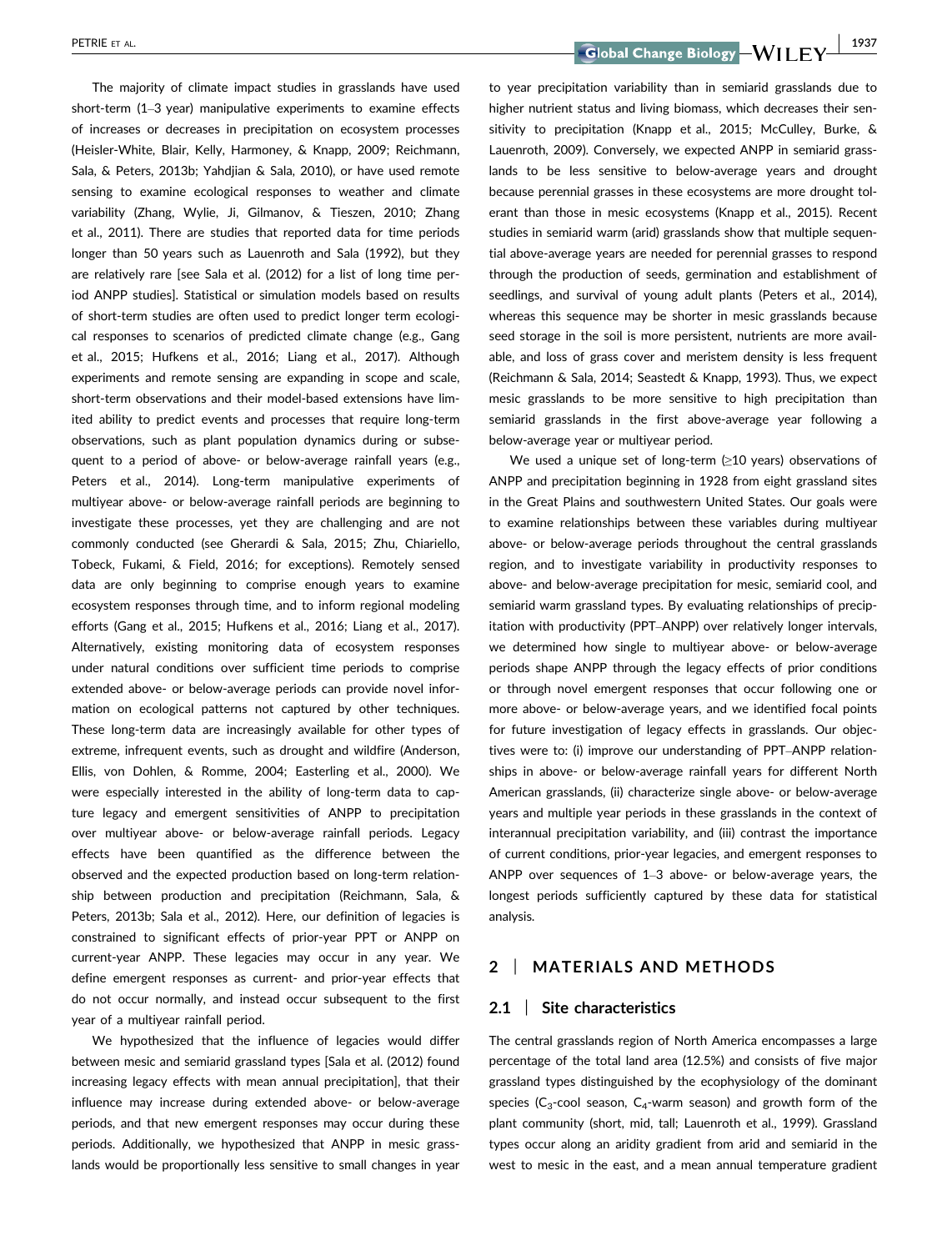The majority of climate impact studies in grasslands have used short-term (1–3 year) manipulative experiments to examine effects of increases or decreases in precipitation on ecosystem processes (Heisler-White, Blair, Kelly, Harmoney, & Knapp, 2009; Reichmann, Sala, & Peters, 2013b; Yahdjian & Sala, 2010), or have used remote sensing to examine ecological responses to weather and climate variability (Zhang, Wylie, Ji, Gilmanov, & Tieszen, 2010; Zhang et al., 2011). There are studies that reported data for time periods longer than 50 years such as Lauenroth and Sala (1992), but they are relatively rare [see Sala et al. (2012) for a list of long time period ANPP studies]. Statistical or simulation models based on results of short-term studies are often used to predict longer term ecological responses to scenarios of predicted climate change (e.g., Gang et al., 2015; Hufkens et al., 2016; Liang et al., 2017). Although experiments and remote sensing are expanding in scope and scale, short-term observations and their model-based extensions have limited ability to predict events and processes that require long-term observations, such as plant population dynamics during or subsequent to a period of above- or below-average rainfall years (e.g., Peters et al., 2014). Long-term manipulative experiments of multiyear above- or below-average rainfall periods are beginning to investigate these processes, yet they are challenging and are not commonly conducted (see Gherardi & Sala, 2015; Zhu, Chiariello, Tobeck, Fukami, & Field, 2016; for exceptions). Remotely sensed data are only beginning to comprise enough years to examine ecosystem responses through time, and to inform regional modeling efforts (Gang et al., 2015; Hufkens et al., 2016; Liang et al., 2017). Alternatively, existing monitoring data of ecosystem responses under natural conditions over sufficient time periods to comprise extended above- or below-average periods can provide novel information on ecological patterns not captured by other techniques. These long-term data are increasingly available for other types of extreme, infrequent events, such as drought and wildfire (Anderson, Ellis, von Dohlen, & Romme, 2004; Easterling et al., 2000). We were especially interested in the ability of long-term data to capture legacy and emergent sensitivities of ANPP to precipitation over multiyear above- or below-average rainfall periods. Legacy effects have been quantified as the difference between the observed and the expected production based on long-term relationship between production and precipitation (Reichmann, Sala, & Peters, 2013b; Sala et al., 2012). Here, our definition of legacies is constrained to significant effects of prior-year PPT or ANPP on current-year ANPP. These legacies may occur in any year. We define emergent responses as current- and prior-year effects that do not occur normally, and instead occur subsequent to the first year of a multiyear rainfall period.

We hypothesized that the influence of legacies would differ between mesic and semiarid grassland types [Sala et al. (2012) found increasing legacy effects with mean annual precipitation], that their influence may increase during extended above- or below-average periods, and that new emergent responses may occur during these periods. Additionally, we hypothesized that ANPP in mesic grasslands would be proportionally less sensitive to small changes in year to year precipitation variability than in semiarid grasslands due to higher nutrient status and living biomass, which decreases their sensitivity to precipitation (Knapp et al., 2015; McCulley, Burke, & Lauenroth, 2009). Conversely, we expected ANPP in semiarid grasslands to be less sensitive to below-average years and drought because perennial grasses in these ecosystems are more drought tolerant than those in mesic ecosystems (Knapp et al., 2015). Recent studies in semiarid warm (arid) grasslands show that multiple sequential above-average years are needed for perennial grasses to respond through the production of seeds, germination and establishment of seedlings, and survival of young adult plants (Peters et al., 2014), whereas this sequence may be shorter in mesic grasslands because seed storage in the soil is more persistent, nutrients are more available, and loss of grass cover and meristem density is less frequent (Reichmann & Sala, 2014; Seastedt & Knapp, 1993). Thus, we expect mesic grasslands to be more sensitive to high precipitation than semiarid grasslands in the first above-average year following a below-average year or multiyear period.

We used a unique set of long-term (≥10 years) observations of ANPP and precipitation beginning in 1928 from eight grassland sites in the Great Plains and southwestern United States. Our goals were to examine relationships between these variables during multiyear above- or below-average periods throughout the central grasslands region, and to investigate variability in productivity responses to above- and below-average precipitation for mesic, semiarid cool, and semiarid warm grassland types. By evaluating relationships of precipitation with productivity (PPT–ANPP) over relatively longer intervals, we determined how single to multiyear above- or below-average periods shape ANPP through the legacy effects of prior conditions or through novel emergent responses that occur following one or more above- or below-average years, and we identified focal points for future investigation of legacy effects in grasslands. Our objectives were to: (i) improve our understanding of PPT–ANPP relationships in above- or below-average rainfall years for different North American grasslands, (ii) characterize single above- or below-average years and multiple year periods in these grasslands in the context of interannual precipitation variability, and (iii) contrast the importance of current conditions, prior-year legacies, and emergent responses to ANPP over sequences of 1–3 above- or below-average years, the longest periods sufficiently captured by these data for statistical analysis.

## 2 | MATERIALS AND METHODS

### 2.1 | Site characteristics

The central grasslands region of North America encompasses a large percentage of the total land area (12.5%) and consists of five major grassland types distinguished by the ecophysiology of the dominant species ($C_3$-cool season, $C_4$-warm season) and growth form of the plant community (short, mid, tall; Lauenroth et al., 1999). Grassland types occur along an aridity gradient from arid and semiarid in the west to mesic in the east, and a mean annual temperature gradient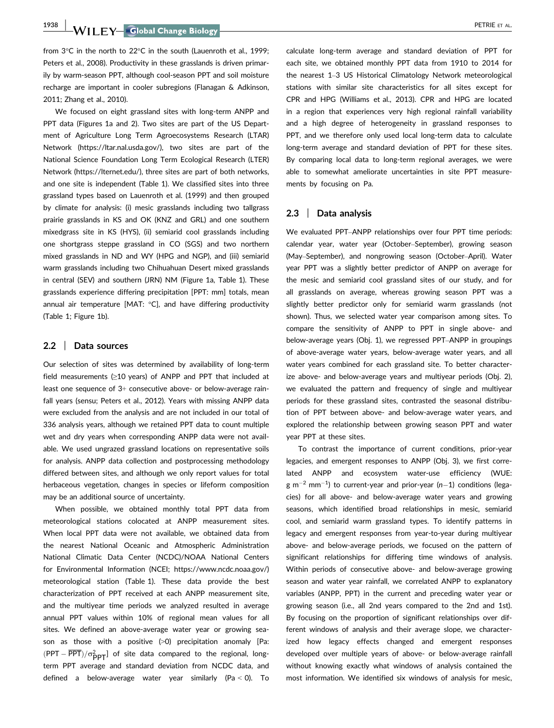from 3°C in the north to 22°C in the south (Lauenroth et al., 1999; Peters et al., 2008). Productivity in these grasslands is driven primarily by warm-season PPT, although cool-season PPT and soil moisture recharge are important in cooler subregions (Flanagan & Adkinson, 2011; Zhang et al., 2010).

We focused on eight grassland sites with long-term ANPP and PPT data (Figures 1a and 2). Two sites are part of the US Department of Agriculture Long Term Agroecosystems Research (LTAR) Network (https://ltar.nal.usda.gov/), two sites are part of the National Science Foundation Long Term Ecological Research (LTER) Network (https://lternet.edu/), three sites are part of both networks, and one site is independent (Table 1). We classified sites into three grassland types based on Lauenroth et al. (1999) and then grouped by climate for analysis: (i) mesic grasslands including two tallgrass prairie grasslands in KS and OK (KNZ and GRL) and one southern mixedgrass site in KS (HYS), (ii) semiarid cool grasslands including one shortgrass steppe grassland in CO (SGS) and two northern mixed grasslands in ND and WY (HPG and NGP), and (iii) semiarid warm grasslands including two Chihuahuan Desert mixed grasslands in central (SEV) and southern (JRN) NM (Figure 1a, Table 1). These grasslands experience differing precipitation [PPT: mm] totals, mean annual air temperature [MAT: °C], and have differing productivity (Table 1; Figure 1b).

## 2.2 | Data sources

Our selection of sites was determined by availability of long-term field measurements (≥10 years) of ANPP and PPT that included at least one sequence of 3+ consecutive above- or below-average rainfall years (sensu; Peters et al., 2012). Years with missing ANPP data were excluded from the analysis and are not included in our total of 336 analysis years, although we retained PPT data to count multiple wet and dry years when corresponding ANPP data were not available. We used ungrazed grassland locations on representative soils for analysis. ANPP data collection and postprocessing methodology differed between sites, and although we only report values for total herbaceous vegetation, changes in species or lifeform composition may be an additional source of uncertainty.

When possible, we obtained monthly total PPT data from meteorological stations colocated at ANPP measurement sites. When local PPT data were not available, we obtained data from the nearest National Oceanic and Atmospheric Administration National Climatic Data Center (NCDC)/NOAA National Centers for Environmental Information (NCEI; https://www.ncdc.noaa.gov/) meteorological station (Table 1). These data provide the best characterization of PPT received at each ANPP measurement site, and the multiyear time periods we analyzed resulted in average annual PPT values within 10% of regional mean values for all sites. We defined an above-average water year or growing season as those with a positive (>0) precipitation anomaly [Pa: $(\text{PPT} - \overline{\text{PPT}})/\sigma^2_{\text{PPT}}$] of site data compared to the regional, long-term PPT average and standard deviation from NCDC data, and defined a below-average water year similarly (Pa < 0). To calculate long-term average and standard deviation of PPT for each site, we obtained monthly PPT data from 1910 to 2014 for the nearest 1–3 US Historical Climatology Network meteorological stations with similar site characteristics for all sites except for CPR and HPG (Williams et al., 2013). CPR and HPG are located in a region that experiences very high regional rainfall variability and a high degree of heterogeneity in grassland responses to PPT, and we therefore only used local long-term data to calculate long-term average and standard deviation of PPT for these sites. By comparing local data to long-term regional averages, we were able to somewhat ameliorate uncertainties in site PPT measurements by focusing on Pa.

## 2.3 | Data analysis

We evaluated PPT–ANPP relationships over four PPT time periods: calendar year, water year (October–September), growing season (May–September), and nongrowing season (October–April). Water year PPT was a slightly better predictor of ANPP on average for the mesic and semiarid cool grassland sites of our study, and for all grasslands on average, whereas growing season PPT was a slightly better predictor only for semiarid warm grasslands (not shown). Thus, we selected water year comparison among sites. To compare the sensitivity of ANPP to PPT in single above- and below-average years (Obj. 1), we regressed PPT–ANPP in groupings of above-average water years, below-average water years, and all water years combined for each grassland site. To better characterize above- and below-average years and multiyear periods (Obj. 2), we evaluated the pattern and frequency of single and multiyear periods for these grassland sites, contrasted the seasonal distribution of PPT between above- and below-average water years, and explored the relationship between growing season PPT and water year PPT at these sites.

To contrast the importance of current conditions, prior-year legacies, and emergent responses to ANPP (Obj. 3), we first correlated ANPP and ecosystem water-use efficiency (WUE: g m$^{-2}$ mm$^{-1}$) to current-year and prior-year ($n$−1) conditions (legacies) for all above- and below-average water years and growing seasons, which identified broad relationships in mesic, semiarid cool, and semiarid warm grassland types. To identify patterns in legacy and emergent responses from year-to-year during multiyear above- and below-average periods, we focused on the pattern of significant relationships for differing time windows of analysis. Within periods of consecutive above- and below-average growing season and water year rainfall, we correlated ANPP to explanatory variables (ANPP, PPT) in the current and preceding water year or growing season (i.e., all 2nd years compared to the 2nd and 1st). By focusing on the proportion of significant relationships over different windows of analysis and their average slope, we characterized how legacy effects and emergent responses developed over multiple years of above- or below-average rainfall without knowing exactly what windows of analysis contained the most information. We identified six windows of analysis for mesic,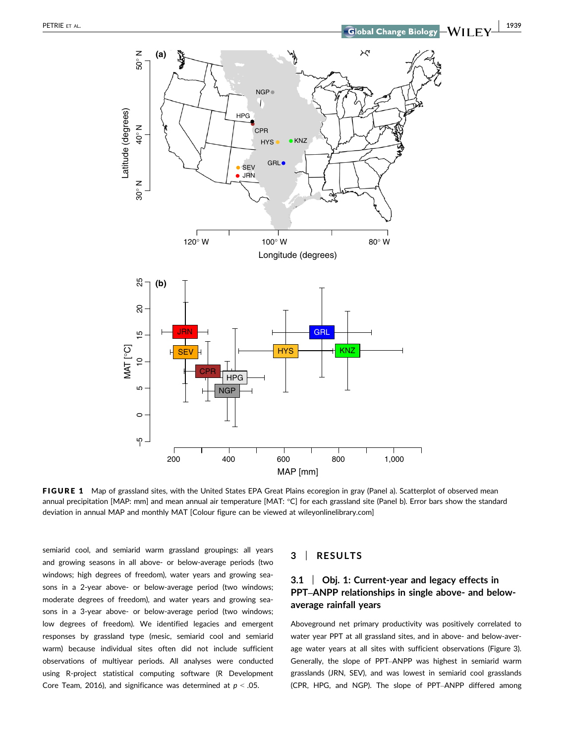**FIGURE 1** Map of grassland sites, with the United States EPA Great Plains ecoregion in gray (Panel a). Scatterplot of observed mean annual precipitation [MAP: mm] and mean annual air temperature [MAT: °C] for each grassland site (Panel b). Error bars show the standard deviation in annual MAP and monthly MAT [Colour figure can be viewed at wileyonlinelibrary.com]

semiarid cool, and semiarid warm grassland groupings: all years and growing seasons in all above- or below-average periods (two windows; high degrees of freedom), water years and growing seasons in a 2-year above- or below-average period (two windows; moderate degrees of freedom), and water years and growing seasons in a 3-year above- or below-average period (two windows; low degrees of freedom). We identified legacies and emergent responses by grassland type (mesic, semiarid cool and semiarid warm) because individual sites often did not include sufficient observations of multiyear periods. All analyses were conducted using R-project statistical computing software (R Development Core Team, 2016), and significance was determined at $p < .05$.

## 3 | RESULTS

### 3.1 | Obj. 1: Current-year and legacy effects in PPT–ANPP relationships in single above- and below-average rainfall years

Aboveground net primary productivity was positively correlated to water year PPT at all grassland sites, and in above- and below-average water years at all sites with sufficient observations (Figure 3). Generally, the slope of PPT–ANPP was highest in semiarid warm grasslands (JRN, SEV), and was lowest in semiarid cool grasslands (CPR, HPG, and NGP). The slope of PPT–ANPP differed among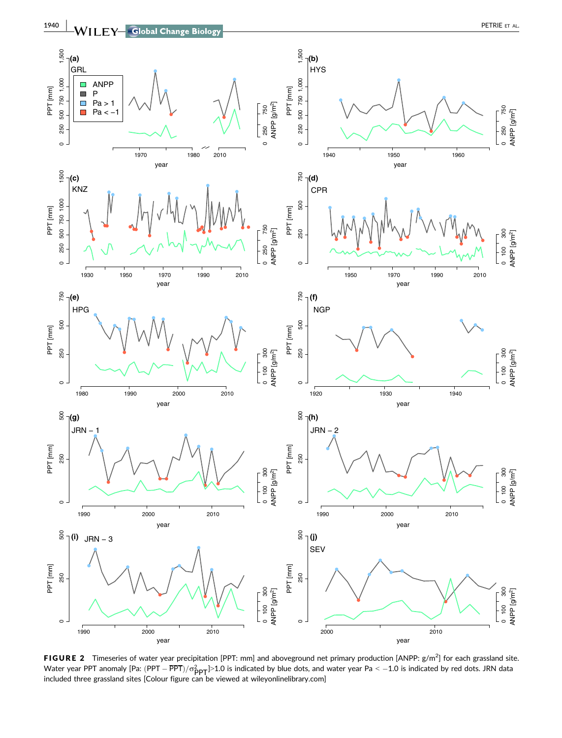FIGURE 2 Timeseries of water year precipitation [PPT: mm] and aboveground net primary production [ANPP: g/m$^2$] for each grassland site. Water year PPT anomaly [Pa: $(\mathrm{PPT} - \overline{\mathrm{PPT}})/\sigma^2_{\mathrm{PPT}}$]>1.0 is indicated by blue dots, and water year Pa < −1.0 is indicated by red dots. JRN data included three grassland sites [Colour figure can be viewed at wileyonlinelibrary.com]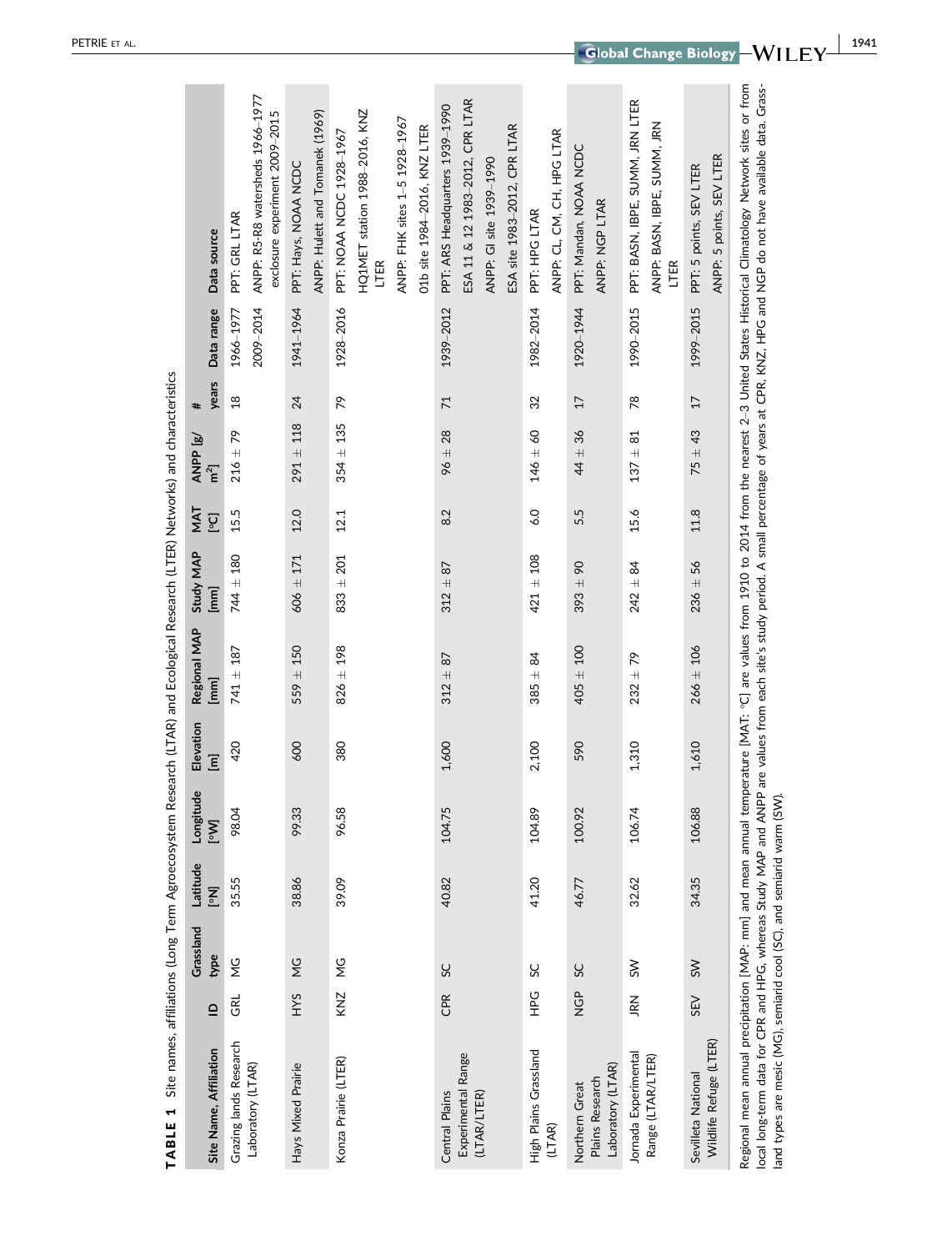**TABLE 1** Site names, affiliations (Long Term Agroecosystem Research (LTAR) and Ecological Research (LTER) Networks) and characteristics

| Site Name, Affiliation | ID | Grassland type | Latitude [°N] | Longitude [°W] | Elevation [m] | Regional MAP [mm] | Study MAP [mm] | MAT [°C] | ANPP [g/m²] | # years | Data range | Data source |
|---|---|---|---|---|---|---|---|---|---|---|---|---|
| Grazing lands Research Laboratory (LTAR) | GRL | MG | 35.55 | 98.04 | 420 | 741 ± 187 | 744 ± 180 | 15.5 | 216 ± 79 | 18 | 1966–1977<br>2009–2014 | PPT: GRL LTAR<br>ANPP: R5-R8 watersheds 1966–1977 exclosure experiment 2009–2015 |
| Hays Mixed Prairie | HYS | MG | 38.86 | 99.33 | 600 | 559 ± 150 | 606 ± 171 | 12.0 | 291 ± 118 | 24 | 1941–1964 | PPT: Hays, NOAA NCDC<br>ANPP: Hulett and Tomanek (1969) |
| Konza Prairie (LTER) | KNZ | MG | 39.09 | 96.58 | 380 | 826 ± 198 | 833 ± 201 | 12.1 | 354 ± 135 | 79 | 1928–2016 | PPT: NOAA NCDC 1928–1967<br>HQ1MET station 1988–2016, KNZ LTER<br>ANPP: FHK sites 1–5 1928–1967<br>01b site 1984–2016, KNZ LTER |
| Central Plains Experimental Range (LTAR/LTER) | CPR | SC | 40.82 | 104.75 | 1,600 | 312 ± 87 | 312 ± 87 | 8.2 | 96 ± 28 | 71 | 1939–2012 | PPT: ARS Headquarters 1939–1990<br>ESA 11 & 12 1983–2012, CPR LTAR<br>ANPP: GI site 1939–1990<br>ESA site 1983–2012, CPR LTAR |
| High Plains Grassland (LTAR) | HPG | SC | 41.20 | 104.89 | 2,100 | 385 ± 84 | 421 ± 108 | 6.0 | 146 ± 60 | 32 | 1982–2014 | PPT: HPG LTAR<br>ANPP: CL, CM, CH, HPG LTAR |
| Northern Great Plains Research Laboratory (LTAR) | NGP | SC | 46.77 | 100.92 | 590 | 405 ± 100 | 393 ± 90 | 5.5 | 44 ± 36 | 17 | 1920–1944 | PPT: Mandan, NOAA NCDC<br>ANPP: NGP LTAR |
| Jornada Experimental Range (LTAR/LTER) | JRN | SW | 32.62 | 106.74 | 1,310 | 232 ± 79 | 242 ± 84 | 15.6 | 137 ± 81 | 78 | 1990–2015 | PPT: BASN, IBPE, SUMM, JRN LTER<br>ANPP: BASN, IBPE, SUMM, JRN LTER |
| Sevilleta National Wildlife Refuge (LTER) | SEV | SW | 34.35 | 106.88 | 1,610 | 266 ± 106 | 236 ± 56 | 11.8 | 75 ± 43 | 17 | 1999–2015 | PPT: 5 points, SEV LTER<br>ANPP: 5 points, SEV LTER |

Regional mean annual precipitation [MAP: mm] and mean annual temperature [MAT: °C] are values from 1910 to 2014 from the nearest 2–3 United States Historical Climatology Network sites or from local long-term data for CPR and HPG, whereas Study MAP and ANPP are values from each site's study period. A small percentage of years at CPR, KNZ, HPG and NGP do not have available data. Grassland types are mesic (MG), semiarid cool (SC), and semiarid warm (SW).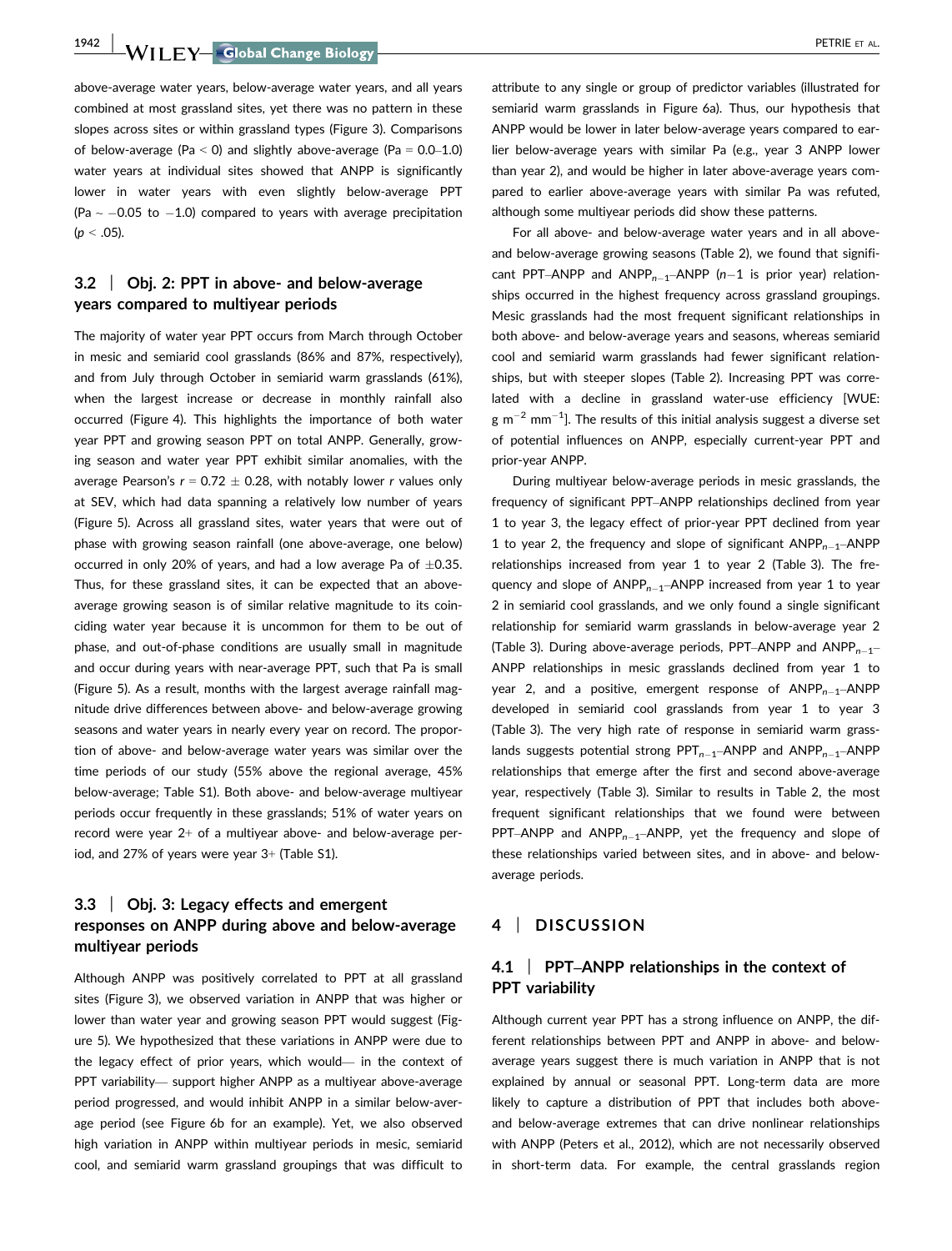above-average water years, below-average water years, and all years combined at most grassland sites, yet there was no pattern in these slopes across sites or within grassland types (Figure 3). Comparisons of below-average (Pa < 0) and slightly above-average (Pa = 0.0–1.0) water years at individual sites showed that ANPP is significantly lower in water years with even slightly below-average PPT (Pa ~ −0.05 to −1.0) compared to years with average precipitation ($p < .05$).

### 3.2 | Obj. 2: PPT in above- and below-average years compared to multiyear periods

The majority of water year PPT occurs from March through October in mesic and semiarid cool grasslands (86% and 87%, respectively), and from July through October in semiarid warm grasslands (61%), when the largest increase or decrease in monthly rainfall also occurred (Figure 4). This highlights the importance of both water year PPT and growing season PPT on total ANPP. Generally, growing season and water year PPT exhibit similar anomalies, with the average Pearson's $r = 0.72 \pm 0.28$, with notably lower $r$ values only at SEV, which had data spanning a relatively low number of years (Figure 5). Across all grassland sites, water years that were out of phase with growing season rainfall (one above-average, one below) occurred in only 20% of years, and had a low average Pa of ±0.35. Thus, for these grassland sites, it can be expected that an above-average growing season is of similar relative magnitude to its coinciding water year because it is uncommon for them to be out of phase, and out-of-phase conditions are usually small in magnitude and occur during years with near-average PPT, such that Pa is small (Figure 5). As a result, months with the largest average rainfall magnitude drive differences between above- and below-average growing seasons and water years in nearly every year on record. The proportion of above- and below-average water years was similar over the time periods of our study (55% above the regional average, 45% below-average; Table S1). Both above- and below-average multiyear periods occur frequently in these grasslands; 51% of water years on record were year 2+ of a multiyear above- and below-average period, and 27% of years were year 3+ (Table S1).

### 3.3 | Obj. 3: Legacy effects and emergent responses on ANPP during above and below-average multiyear periods

Although ANPP was positively correlated to PPT at all grassland sites (Figure 3), we observed variation in ANPP that was higher or lower than water year and growing season PPT would suggest (Figure 5). We hypothesized that these variations in ANPP were due to the legacy effect of prior years, which would— in the context of PPT variability— support higher ANPP as a multiyear above-average period progressed, and would inhibit ANPP in a similar below-average period (see Figure 6b for an example). Yet, we also observed high variation in ANPP within multiyear periods in mesic, semiarid cool, and semiarid warm grassland groupings that was difficult to attribute to any single or group of predictor variables (illustrated for semiarid warm grasslands in Figure 6a). Thus, our hypothesis that ANPP would be lower in later below-average years compared to earlier below-average years with similar Pa (e.g., year 3 ANPP lower than year 2), and would be higher in later above-average years compared to earlier above-average years with similar Pa was refuted, although some multiyear periods did show these patterns.

For all above- and below-average water years and in all above- and below-average growing seasons (Table 2), we found that significant PPT–ANPP and $ANPP_{n-1}$–ANPP ($n-1$ is prior year) relationships occurred in the highest frequency across grassland groupings. Mesic grasslands had the most frequent significant relationships in both above- and below-average years and seasons, whereas semiarid cool and semiarid warm grasslands had fewer significant relationships, but with steeper slopes (Table 2). Increasing PPT was correlated with a decline in grassland water-use efficiency [WUE: g m$^{-2}$ mm$^{-1}$]. The results of this initial analysis suggest a diverse set of potential influences on ANPP, especially current-year PPT and prior-year ANPP.

During multiyear below-average periods in mesic grasslands, the frequency of significant PPT–ANPP relationships declined from year 1 to year 3, the legacy effect of prior-year PPT declined from year 1 to year 2, and the frequency and slope of significant $ANPP_{n-1}$–ANPP relationships increased from year 1 to year 2 (Table 3). The frequency and slope of $ANPP_{n-1}$–ANPP increased from year 1 to year 2 in semiarid cool grasslands, and we only found a single significant relationship for semiarid warm grasslands in below-average year 2 (Table 3). During above-average periods, PPT–ANPP and $ANPP_{n-1}$–ANPP relationships in mesic grasslands declined from year 1 to year 2, and a positive, emergent response of $ANPP_{n-1}$–ANPP developed in semiarid cool grasslands from year 1 to year 3 (Table 3). The very high rate of response in semiarid warm grasslands suggests potential strong $PPT_{n-1}$–ANPP and $ANPP_{n-1}$–ANPP relationships that emerge after the first and second above-average year, respectively (Table 3). Similar to results in Table 2, the most frequent significant relationships that we found were between PPT–ANPP and $ANPP_{n-1}$–ANPP, yet the frequency and slope of these relationships varied between sites, and in above- and below-average periods.

## 4 | DISCUSSION

### 4.1 | PPT–ANPP relationships in the context of PPT variability

Although current year PPT has a strong influence on ANPP, the different relationships between PPT and ANPP in above- and below-average years suggest there is much variation in ANPP that is not explained by annual or seasonal PPT. Long-term data are more likely to capture a distribution of PPT that includes both above- and below-average extremes that can drive nonlinear relationships with ANPP (Peters et al., 2012), which are not necessarily observed in short-term data. For example, the central grasslands region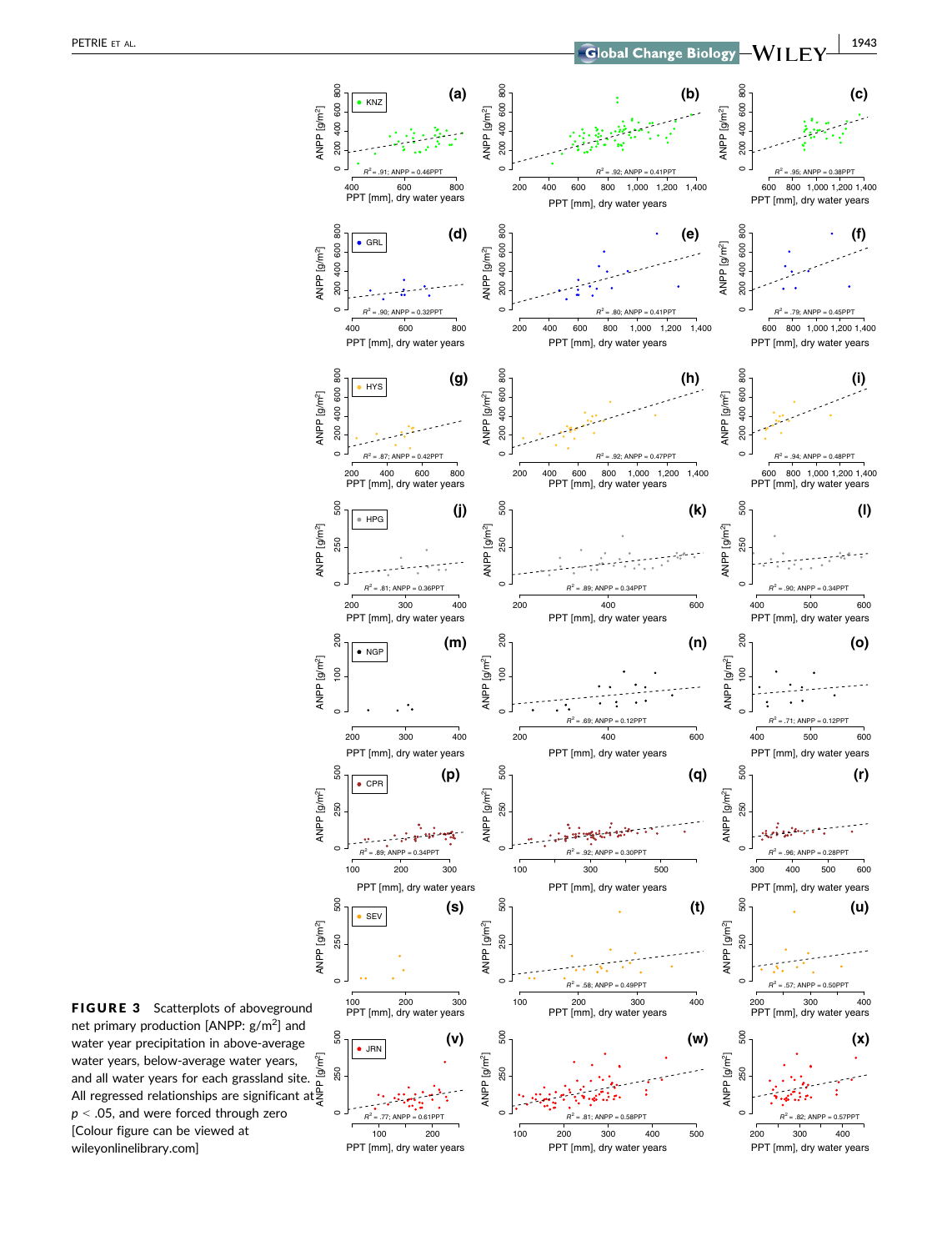**FIGURE 3** Scatterplots of aboveground net primary production [ANPP: g/m$^2$] and water year precipitation in above-average water years, below-average water years, and all water years for each grassland site. All regressed relationships are significant at $p < .05$, and were forced through zero [Colour figure can be viewed at wileyonlinelibrary.com]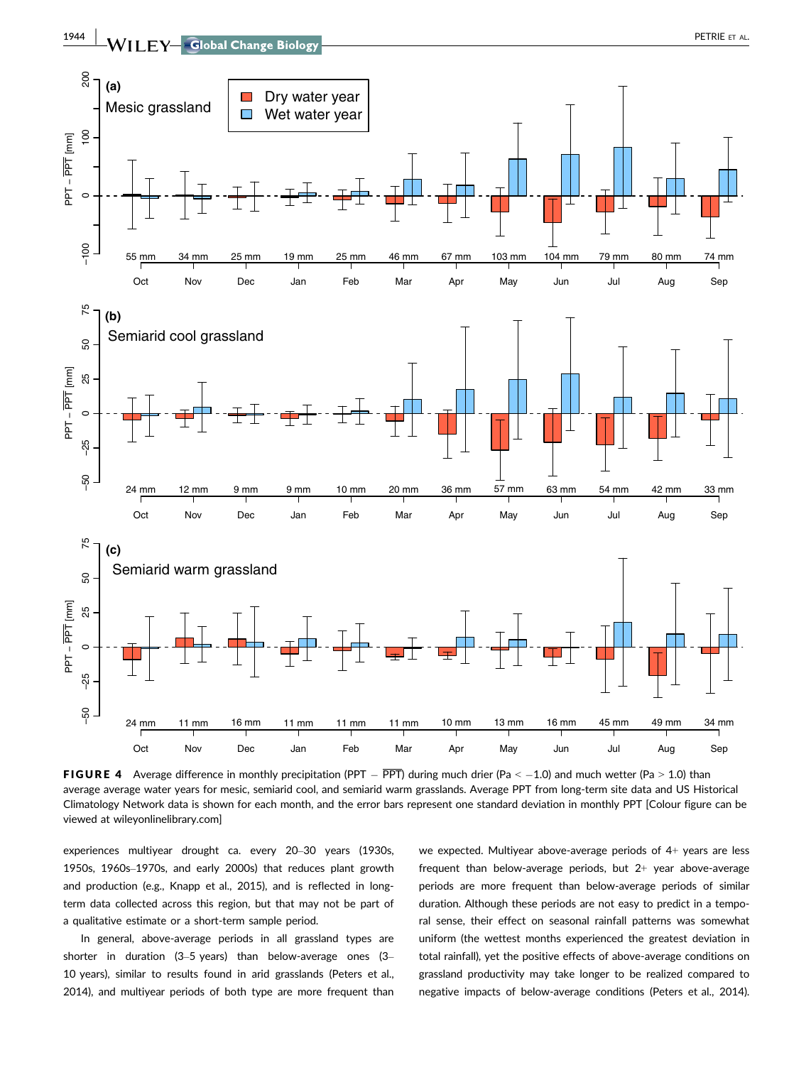**FIGURE 4** Average difference in monthly precipitation (PPT − $\overline{\text{PPT}}$) during much drier (Pa < −1.0) and much wetter (Pa > 1.0) than average average water years for mesic, semiarid cool, and semiarid warm grasslands. Average PPT from long-term site data and US Historical Climatology Network data is shown for each month, and the error bars represent one standard deviation in monthly PPT [Colour figure can be viewed at wileyonlinelibrary.com]

experiences multiyear drought ca. every 20–30 years (1930s, 1950s, 1960s–1970s, and early 2000s) that reduces plant growth and production (e.g., Knapp et al., 2015), and is reflected in long-term data collected across this region, but that may not be part of a qualitative estimate or a short-term sample period.

In general, above-average periods in all grassland types are shorter in duration (3–5 years) than below-average ones (3–10 years), similar to results found in arid grasslands (Peters et al., 2014), and multiyear periods of both type are more frequent than we expected. Multiyear above-average periods of 4+ years are less frequent than below-average periods, but 2+ year above-average periods are more frequent than below-average periods of similar duration. Although these periods are not easy to predict in a temporal sense, their effect on seasonal rainfall patterns was somewhat uniform (the wettest months experienced the greatest deviation in total rainfall), yet the positive effects of above-average conditions on grassland productivity may take longer to be realized compared to negative impacts of below-average conditions (Peters et al., 2014).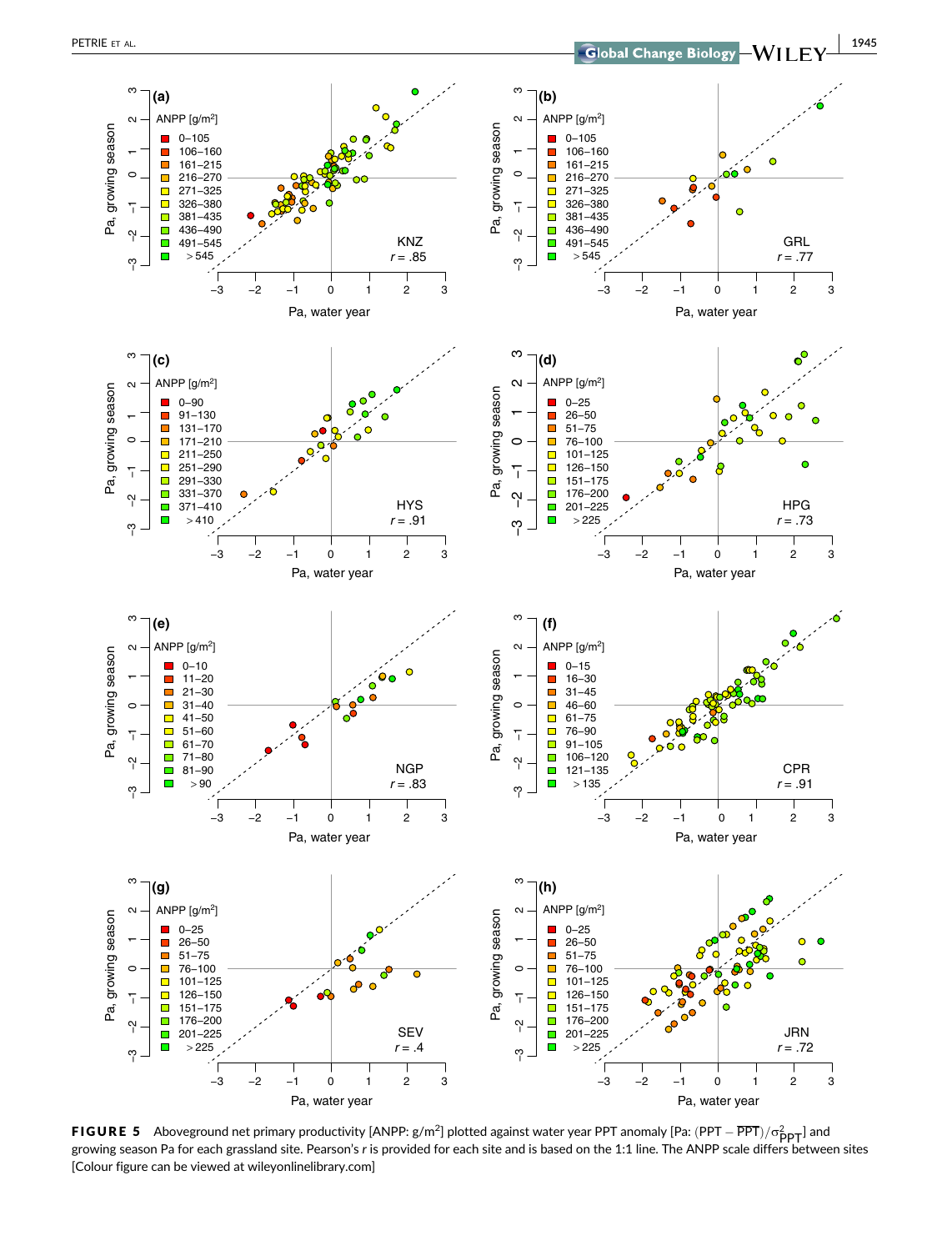**FIGURE 5** Aboveground net primary productivity [ANPP: g/m$^2$] plotted against water year PPT anomaly [Pa: $(\text{PPT} - \overline{\text{PPT}})/\sigma^2_{\text{PPT}}$] and growing season Pa for each grassland site. Pearson's *r* is provided for each site and is based on the 1:1 line. The ANPP scale differs between sites [Colour figure can be viewed at wileyonlinelibrary.com]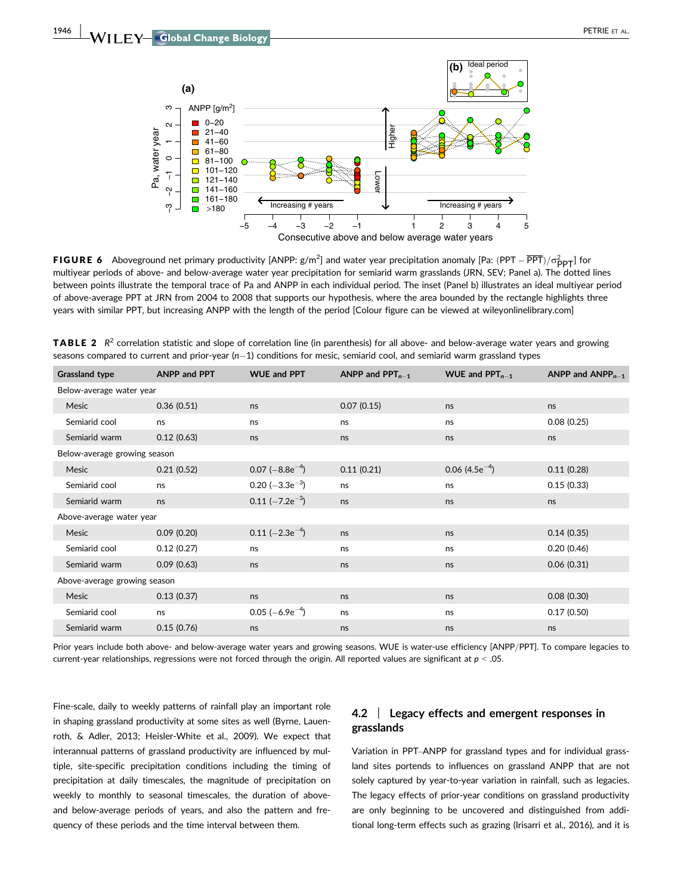**FIGURE 6** Aboveground net primary productivity [ANPP: g/m$^2$] and water year precipitation anomaly [Pa: $(\mathrm{PPT} - \overline{\mathrm{PPT}})/\sigma^2_{\mathrm{PPT}}$] for multiyear periods of above- and below-average water year precipitation for semiarid warm grasslands (JRN, SEV; Panel a). The dotted lines between points illustrate the temporal trace of Pa and ANPP in each individual period. The inset (Panel b) illustrates an ideal multiyear period of above-average PPT at JRN from 2004 to 2008 that supports our hypothesis, where the area bounded by the rectangle highlights three years with similar PPT, but increasing ANPP with the length of the period [Colour figure can be viewed at wileyonlinelibrary.com]

**TABLE 2** $R^2$ correlation statistic and slope of correlation line (in parenthesis) for all above- and below-average water years and growing seasons compared to current and prior-year ($n-1$) conditions for mesic, semiarid cool, and semiarid warm grassland types

| Grassland type | ANPP and PPT | WUE and PPT | ANPP and $\mathrm{PPT}_{n-1}$ | WUE and $\mathrm{PPT}_{n-1}$ | ANPP and $\mathrm{ANPP}_{n-1}$ |
|---|---|---|---|---|---|
| Below-average water year | | | | | |
| Mesic | 0.36 (0.51) | ns | 0.07 (0.15) | ns | ns |
| Semiarid cool | ns | ns | ns | ns | 0.08 (0.25) |
| Semiarid warm | 0.12 (0.63) | ns | ns | ns | ns |
| Below-average growing season | | | | | |
| Mesic | 0.21 (0.52) | 0.07 ($-8.8\mathrm{e}^{-4}$) | 0.11 (0.21) | 0.06 ($4.5\mathrm{e}^{-4}$) | 0.11 (0.28) |
| Semiarid cool | ns | 0.20 ($-3.3\mathrm{e}^{-3}$) | ns | ns | 0.15 (0.33) |
| Semiarid warm | ns | 0.11 ($-7.2\mathrm{e}^{-3}$) | ns | ns | ns |
| Above-average water year | | | | | |
| Mesic | 0.09 (0.20) | 0.11 ($-2.3\mathrm{e}^{-4}$) | ns | ns | 0.14 (0.35) |
| Semiarid cool | 0.12 (0.27) | ns | ns | ns | 0.20 (0.46) |
| Semiarid warm | 0.09 (0.63) | ns | ns | ns | 0.06 (0.31) |
| Above-average growing season | | | | | |
| Mesic | 0.13 (0.37) | ns | ns | ns | 0.08 (0.30) |
| Semiarid cool | ns | 0.05 ($-6.9\mathrm{e}^{-4}$) | ns | ns | 0.17 (0.50) |
| Semiarid warm | 0.15 (0.76) | ns | ns | ns | ns |

Prior years include both above- and below-average water years and growing seasons. WUE is water-use efficiency [ANPP/PPT]. To compare legacies to current-year relationships, regressions were not forced through the origin. All reported values are significant at $p < .05$.

Fine-scale, daily to weekly patterns of rainfall play an important role in shaping grassland productivity at some sites as well (Byrne, Lauenroth, & Adler, 2013; Heisler-White et al., 2009). We expect that interannual patterns of grassland productivity are influenced by multiple, site-specific precipitation conditions including the timing of precipitation at daily timescales, the magnitude of precipitation on weekly to monthly to seasonal timescales, the duration of above- and below-average periods of years, and also the pattern and frequency of these periods and the time interval between them.

## 4.2 | Legacy effects and emergent responses in grasslands

Variation in PPT–ANPP for grassland types and for individual grassland sites portends to influences on grassland ANPP that are not solely captured by year-to-year variation in rainfall, such as legacies. The legacy effects of prior-year conditions on grassland productivity are only beginning to be uncovered and distinguished from additional long-term effects such as grazing (Irisarri et al., 2016), and it is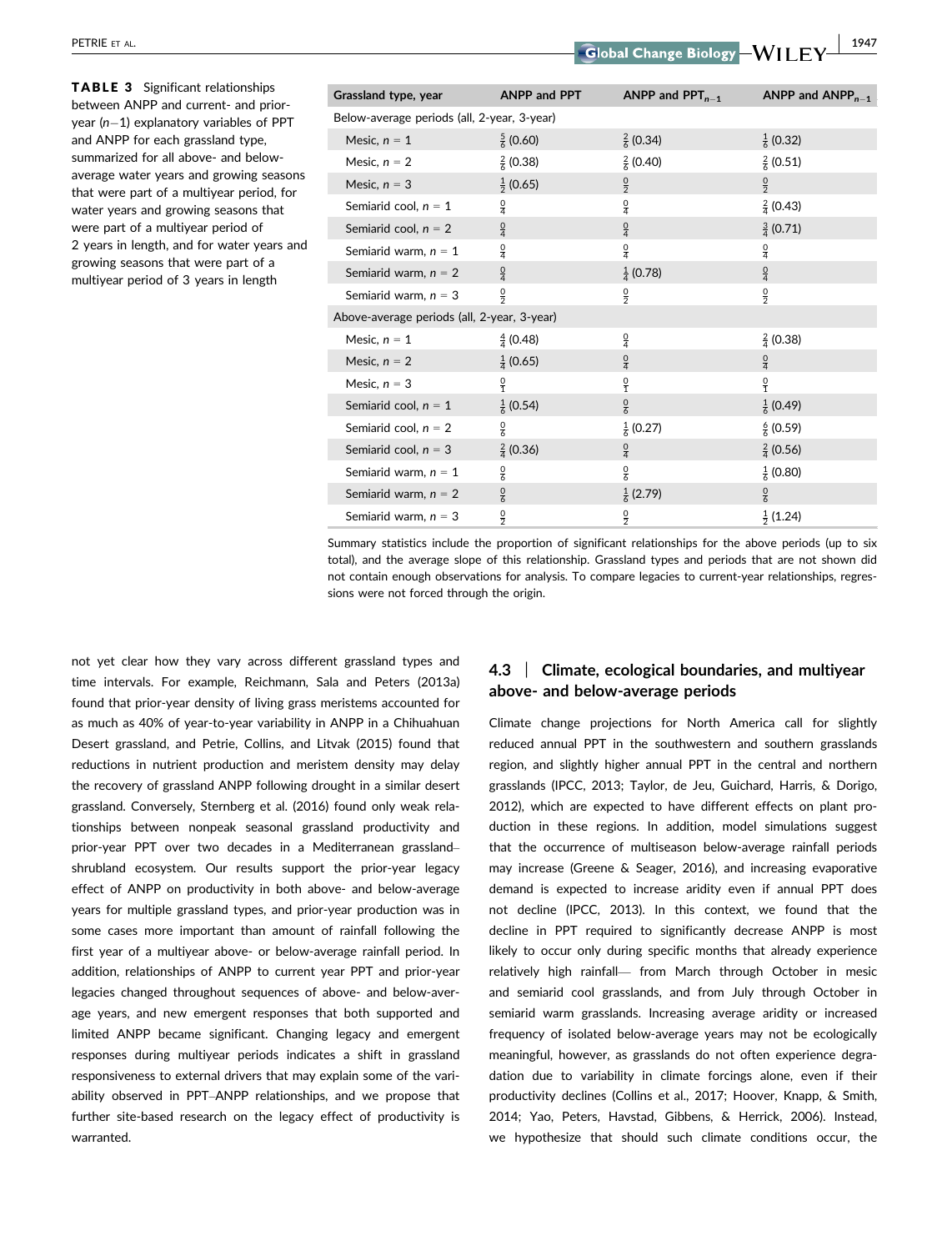**TABLE 3** Significant relationships between ANPP and current- and prior-year ($n-1$) explanatory variables of PPT and ANPP for each grassland type, summarized for all above- and below-average water years and growing seasons that were part of a multiyear period, for water years and growing seasons that were part of a multiyear period of 2 years in length, and for water years and growing seasons that were part of a multiyear period of 3 years in length

| Grassland type, year | ANPP and PPT | ANPP and $PPT_{n-1}$ | ANPP and $ANPP_{n-1}$ |
|---|---|---|---|
| Below-average periods (all, 2-year, 3-year) | | | |
| Mesic, $n$ = 1 | $\frac{5}{6}$ (0.60) | $\frac{2}{6}$ (0.34) | $\frac{1}{6}$ (0.32) |
| Mesic, $n$ = 2 | $\frac{2}{6}$ (0.38) | $\frac{2}{6}$ (0.40) | $\frac{2}{6}$ (0.51) |
| Mesic, $n$ = 3 | $\frac{1}{2}$ (0.65) | $\frac{0}{2}$ | $\frac{0}{2}$ |
| Semiarid cool, $n$ = 1 | $\frac{0}{4}$ | $\frac{0}{4}$ | $\frac{2}{4}$ (0.43) |
| Semiarid cool, $n$ = 2 | $\frac{0}{4}$ | $\frac{0}{4}$ | $\frac{3}{4}$ (0.71) |
| Semiarid warm, $n$ = 1 | $\frac{0}{4}$ | $\frac{0}{4}$ | $\frac{0}{4}$ |
| Semiarid warm, $n$ = 2 | $\frac{0}{4}$ | $\frac{1}{4}$ (0.78) | $\frac{0}{4}$ |
| Semiarid warm, $n$ = 3 | $\frac{0}{2}$ | $\frac{0}{2}$ | $\frac{0}{2}$ |
| Above-average periods (all, 2-year, 3-year) | | | |
| Mesic, $n$ = 1 | $\frac{4}{4}$ (0.48) | $\frac{0}{4}$ | $\frac{2}{4}$ (0.38) |
| Mesic, $n$ = 2 | $\frac{1}{4}$ (0.65) | $\frac{0}{4}$ | $\frac{0}{4}$ |
| Mesic, $n$ = 3 | $\frac{0}{1}$ | $\frac{0}{1}$ | $\frac{0}{1}$ |
| Semiarid cool, $n$ = 1 | $\frac{1}{6}$ (0.54) | $\frac{0}{6}$ | $\frac{1}{6}$ (0.49) |
| Semiarid cool, $n$ = 2 | $\frac{0}{6}$ | $\frac{1}{6}$ (0.27) | $\frac{6}{6}$ (0.59) |
| Semiarid cool, $n$ = 3 | $\frac{2}{4}$ (0.36) | $\frac{0}{4}$ | $\frac{2}{4}$ (0.56) |
| Semiarid warm, $n$ = 1 | $\frac{0}{6}$ | $\frac{0}{6}$ | $\frac{1}{6}$ (0.80) |
| Semiarid warm, $n$ = 2 | $\frac{0}{6}$ | $\frac{1}{6}$ (2.79) | $\frac{0}{6}$ |
| Semiarid warm, $n$ = 3 | $\frac{0}{2}$ | $\frac{0}{2}$ | $\frac{1}{2}$ (1.24) |

Summary statistics include the proportion of significant relationships for the above periods (up to six total), and the average slope of this relationship. Grassland types and periods that are not shown did not contain enough observations for analysis. To compare legacies to current-year relationships, regressions were not forced through the origin.

not yet clear how they vary across different grassland types and time intervals. For example, Reichmann, Sala and Peters (2013a) found that prior-year density of living grass meristems accounted for as much as 40% of year-to-year variability in ANPP in a Chihuahuan Desert grassland, and Petrie, Collins, and Litvak (2015) found that reductions in nutrient production and meristem density may delay the recovery of grassland ANPP following drought in a similar desert grassland. Conversely, Sternberg et al. (2016) found only weak relationships between nonpeak seasonal grassland productivity and prior-year PPT over two decades in a Mediterranean grassland–shrubland ecosystem. Our results support the prior-year legacy effect of ANPP on productivity in both above- and below-average years for multiple grassland types, and prior-year production was in some cases more important than amount of rainfall following the first year of a multiyear above- or below-average rainfall period. In addition, relationships of ANPP to current year PPT and prior-year legacies changed throughout sequences of above- and below-average years, and new emergent responses that both supported and limited ANPP became significant. Changing legacy and emergent responses during multiyear periods indicates a shift in grassland responsiveness to external drivers that may explain some of the variability observed in PPT–ANPP relationships, and we propose that further site-based research on the legacy effect of productivity is warranted.

### 4.3 | Climate, ecological boundaries, and multiyear above- and below-average periods

Climate change projections for North America call for slightly reduced annual PPT in the southwestern and southern grasslands region, and slightly higher annual PPT in the central and northern grasslands (IPCC, 2013; Taylor, de Jeu, Guichard, Harris, & Dorigo, 2012), which are expected to have different effects on plant production in these regions. In addition, model simulations suggest that the occurrence of multiseason below-average rainfall periods may increase (Greene & Seager, 2016), and increasing evaporative demand is expected to increase aridity even if annual PPT does not decline (IPCC, 2013). In this context, we found that the decline in PPT required to significantly decrease ANPP is most likely to occur only during specific months that already experience relatively high rainfall— from March through October in mesic and semiarid cool grasslands, and from July through October in semiarid warm grasslands. Increasing average aridity or increased frequency of isolated below-average years may not be ecologically meaningful, however, as grasslands do not often experience degradation due to variability in climate forcings alone, even if their productivity declines (Collins et al., 2017; Hoover, Knapp, & Smith, 2014; Yao, Peters, Havstad, Gibbens, & Herrick, 2006). Instead, we hypothesize that should such climate conditions occur, the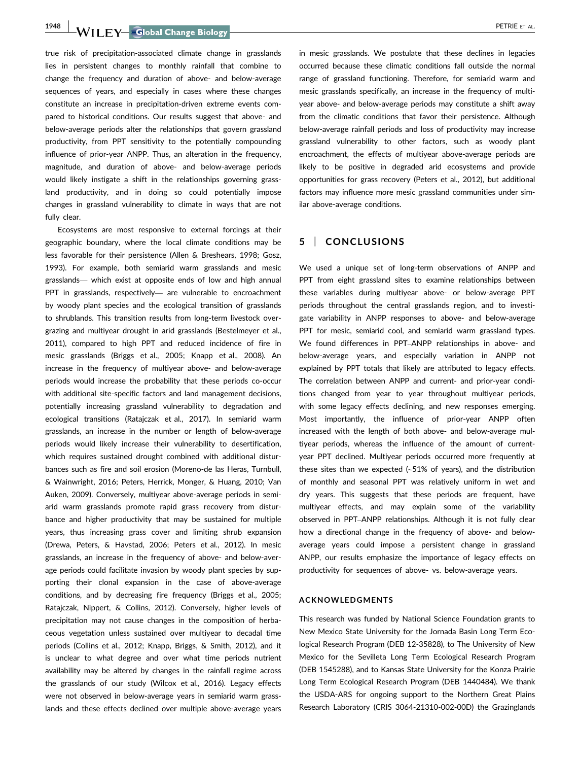true risk of precipitation-associated climate change in grasslands lies in persistent changes to monthly rainfall that combine to change the frequency and duration of above- and below-average sequences of years, and especially in cases where these changes constitute an increase in precipitation-driven extreme events compared to historical conditions. Our results suggest that above- and below-average periods alter the relationships that govern grassland productivity, from PPT sensitivity to the potentially compounding influence of prior-year ANPP. Thus, an alteration in the frequency, magnitude, and duration of above- and below-average periods would likely instigate a shift in the relationships governing grassland productivity, and in doing so could potentially impose changes in grassland vulnerability to climate in ways that are not fully clear.

Ecosystems are most responsive to external forcings at their geographic boundary, where the local climate conditions may be less favorable for their persistence (Allen & Breshears, 1998; Gosz, 1993). For example, both semiarid warm grasslands and mesic grasslands— which exist at opposite ends of low and high annual PPT in grasslands, respectively— are vulnerable to encroachment by woody plant species and the ecological transition of grasslands to shrublands. This transition results from long-term livestock overgrazing and multiyear drought in arid grasslands (Bestelmeyer et al., 2011), compared to high PPT and reduced incidence of fire in mesic grasslands (Briggs et al., 2005; Knapp et al., 2008). An increase in the frequency of multiyear above- and below-average periods would increase the probability that these periods co-occur with additional site-specific factors and land management decisions, potentially increasing grassland vulnerability to degradation and ecological transitions (Ratajczak et al., 2017). In semiarid warm grasslands, an increase in the number or length of below-average periods would likely increase their vulnerability to desertification, which requires sustained drought combined with additional disturbances such as fire and soil erosion (Moreno-de las Heras, Turnbull, & Wainwright, 2016; Peters, Herrick, Monger, & Huang, 2010; Van Auken, 2009). Conversely, multiyear above-average periods in semiarid warm grasslands promote rapid grass recovery from disturbance and higher productivity that may be sustained for multiple years, thus increasing grass cover and limiting shrub expansion (Drewa, Peters, & Havstad, 2006; Peters et al., 2012). In mesic grasslands, an increase in the frequency of above- and below-average periods could facilitate invasion by woody plant species by supporting their clonal expansion in the case of above-average conditions, and by decreasing fire frequency (Briggs et al., 2005; Ratajczak, Nippert, & Collins, 2012). Conversely, higher levels of precipitation may not cause changes in the composition of herbaceous vegetation unless sustained over multiyear to decadal time periods (Collins et al., 2012; Knapp, Briggs, & Smith, 2012), and it is unclear to what degree and over what time periods nutrient availability may be altered by changes in the rainfall regime across the grasslands of our study (Wilcox et al., 2016). Legacy effects were not observed in below-average years in semiarid warm grasslands and these effects declined over multiple above-average years in mesic grasslands. We postulate that these declines in legacies occurred because these climatic conditions fall outside the normal range of grassland functioning. Therefore, for semiarid warm and mesic grasslands specifically, an increase in the frequency of multiyear above- and below-average periods may constitute a shift away from the climatic conditions that favor their persistence. Although below-average rainfall periods and loss of productivity may increase grassland vulnerability to other factors, such as woody plant encroachment, the effects of multiyear above-average periods are likely to be positive in degraded arid ecosystems and provide opportunities for grass recovery (Peters et al., 2012), but additional factors may influence more mesic grassland communities under similar above-average conditions.

## 5 | CONCLUSIONS

We used a unique set of long-term observations of ANPP and PPT from eight grassland sites to examine relationships between these variables during multiyear above- or below-average PPT periods throughout the central grasslands region, and to investigate variability in ANPP responses to above- and below-average PPT for mesic, semiarid cool, and semiarid warm grassland types. We found differences in PPT–ANPP relationships in above- and below-average years, and especially variation in ANPP not explained by PPT totals that likely are attributed to legacy effects. The correlation between ANPP and current- and prior-year conditions changed from year to year throughout multiyear periods, with some legacy effects declining, and new responses emerging. Most importantly, the influence of prior-year ANPP often increased with the length of both above- and below-average multiyear periods, whereas the influence of the amount of current-year PPT declined. Multiyear periods occurred more frequently at these sites than we expected (~51% of years), and the distribution of monthly and seasonal PPT was relatively uniform in wet and dry years. This suggests that these periods are frequent, have multiyear effects, and may explain some of the variability observed in PPT–ANPP relationships. Although it is not fully clear how a directional change in the frequency of above- and below-average years could impose a persistent change in grassland ANPP, our results emphasize the importance of legacy effects on productivity for sequences of above- vs. below-average years.

### ACKNOWLEDGMENTS

This research was funded by National Science Foundation grants to New Mexico State University for the Jornada Basin Long Term Ecological Research Program (DEB 12-35828), to The University of New Mexico for the Sevilleta Long Term Ecological Research Program (DEB 1545288), and to Kansas State University for the Konza Prairie Long Term Ecological Research Program (DEB 1440484). We thank the USDA-ARS for ongoing support to the Northern Great Plains Research Laboratory (CRIS 3064-21310-002-00D) the Grazinglands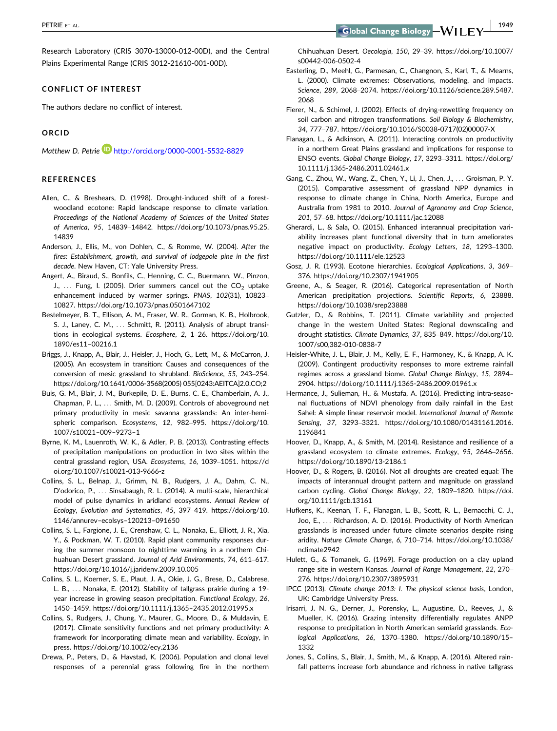Research Laboratory (CRIS 3070-13000-012-00D), and the Central Plains Experimental Range (CRIS 3012-21610-001-00D).

## CONFLICT OF INTEREST

The authors declare no conflict of interest.

## ORCID

*Matthew D. Petrie* http://orcid.org/0000-0001-5532-8829

## REFERENCES

Allen, C., & Breshears, D. (1998). Drought-induced shift of a forest-woodland ecotone: Rapid landscape response to climate variation. *Proceedings of the National Academy of Sciences of the United States of America*, *95*, 14839–14842. https://doi.org/10.1073/pnas.95.25.14839

Anderson, J., Ellis, M., von Dohlen, C., & Romme, W. (2004). *After the fires: Establishment, growth, and survival of lodgepole pine in the first decade*. New Haven, CT: Yale University Press.

Angert, A., Biraud, S., Bonfils, C., Henning, C. C., Buermann, W., Pinzon, J., … Fung, I. (2005). Drier summers cancel out the $CO_2$ uptake enhancement induced by warmer springs. *PNAS*, *102*(31), 10823–10827. https://doi.org/10.1073/pnas.0501647102

Bestelmeyer, B. T., Ellison, A. M., Fraser, W. R., Gorman, K. B., Holbrook, S. J., Laney, C. M., … Schmitt, R. (2011). Analysis of abrupt transitions in ecological systems. *Ecosphere*, *2*, 1–26. https://doi.org/10.1890/es11-00216.1

Briggs, J., Knapp, A., Blair, J., Heisler, J., Hoch, G., Lett, M., & McCarron, J. (2005). An ecosystem in transition: Causes and consequences of the conversion of mesic grassland to shrubland. *BioScience*, *55*, 243–254. https://doi.org/10.1641/0006-3568(2005) 055[0243:AEITCA]2.0.CO;2

Buis, G. M., Blair, J. M., Burkepile, D. E., Burns, C. E., Chamberlain, A. J., Chapman, P. L., … Smith, M. D. (2009). Controls of aboveground net primary productivity in mesic savanna grasslands: An inter-hemispheric comparison. *Ecosystems*, *12*, 982–995. https://doi.org/10.1007/s10021-009-9273-1

Byrne, K. M., Lauenroth, W. K., & Adler, P. B. (2013). Contrasting effects of precipitation manipulations on production in two sites within the central grassland region, USA. *Ecosystems*, *16*, 1039–1051. https://doi.org/10.1007/s10021-013-9666-z

Collins, S. L., Belnap, J., Grimm, N. B., Rudgers, J. A., Dahm, C. N., D'odorico, P., … Sinsabaugh, R. L. (2014). A multi-scale, hierarchical model of pulse dynamics in aridland ecosystems. *Annual Review of Ecology, Evolution and Systematics*, *45*, 397–419. https://doi.org/10.1146/annurev-ecolsys-120213-091650

Collins, S. L., Fargione, J. E., Crenshaw, C. L., Nonaka, E., Elliott, J. R., Xia, Y., & Pockman, W. T. (2010). Rapid plant community responses during the summer monsoon to nighttime warming in a northern Chihuahuan Desert grassland. *Journal of Arid Environments*, *74*, 611–617. https://doi.org/10.1016/j.jaridenv.2009.10.005

Collins, S. L., Koerner, S. E., Plaut, J. A., Okie, J. G., Brese, D., Calabrese, L. B., … Nonaka, E. (2012). Stability of tallgrass prairie during a 19-year increase in growing season precipitation. *Functional Ecology*, *26*, 1450–1459. https://doi.org/10.1111/j.1365-2435.2012.01995.x

Collins, S., Rudgers, J., Chung, Y., Maurer, G., Moore, D., & Muldavin, E. (2017). Climate sensitivity functions and net primary productivity: A framework for incorporating climate mean and variability. *Ecology*, in press. https://doi.org/10.1002/ecy.2136

Drewa, P., Peters, D., & Havstad, K. (2006). Population and clonal level responses of a perennial grass following fire in the northern Chihuahuan Desert. *Oecologia*, *150*, 29–39. https://doi.org/10.1007/s00442-006-0502-4

Easterling, D., Meehl, G., Parmesan, C., Changnon, S., Karl, T., & Mearns, L. (2000). Climate extremes: Observations, modeling, and impacts. *Science*, *289*, 2068–2074. https://doi.org/10.1126/science.289.5487.2068

Fierer, N., & Schimel, J. (2002). Effects of drying-rewetting frequency on soil carbon and nitrogen transformations. *Soil Biology & Biochemistry*, *34*, 777–787. https://doi.org/10.1016/S0038-0717(02)00007-X

Flanagan, L., & Adkinson, A. (2011). Interacting controls on productivity in a northern Great Plains grassland and implications for response to ENSO events. *Global Change Biology*, *17*, 3293–3311. https://doi.org/10.1111/j.1365-2486.2011.02461.x

Gang, C., Zhou, W., Wang, Z., Chen, Y., Li, J., Chen, J., … Groisman, P. Y. (2015). Comparative assessment of grassland NPP dynamics in response to climate change in China, North America, Europe and Australia from 1981 to 2010. *Journal of Agronomy and Crop Science*, *201*, 57–68. https://doi.org/10.1111/jac.12088

Gherardi, L., & Sala, O. (2015). Enhanced interannual precipitation variability increases plant functional diversity that in turn ameliorates negative impact on productivity. *Ecology Letters*, *18*, 1293–1300. https://doi.org/10.1111/ele.12523

Gosz, J. R. (1993). Ecotone hierarchies. *Ecological Applications*, *3*, 369–376. https://doi.org/10.2307/1941905

Greene, A., & Seager, R. (2016). Categorical representation of North American precipitation projections. *Scientific Reports*, *6*, 23888. https://doi.org/10.1038/srep23888

Gutzler, D., & Robbins, T. (2011). Climate variability and projected change in the western United States: Regional downscaling and drought statistics. *Climate Dynamics*, *37*, 835–849. https://doi.org/10.1007/s00,382-010-0838-7

Heisler-White, J. L., Blair, J. M., Kelly, E. F., Harmoney, K., & Knapp, A. K. (2009). Contingent productivity responses to more extreme rainfall regimes across a grassland biome. *Global Change Biology*, *15*, 2894–2904. https://doi.org/10.1111/j.1365-2486.2009.01961.x

Hermance, J., Sulieman, H., & Mustafa, A. (2016). Predicting intra-seasonal fluctuations of NDVI phenology from daily rainfall in the East Sahel: A simple linear reservoir model. *International Journal of Remote Sensing*, *37*, 3293–3321. https://doi.org/10.1080/01431161.2016.1196841

Hoover, D., Knapp, A., & Smith, M. (2014). Resistance and resilience of a grassland ecosystem to climate extremes. *Ecology*, *95*, 2646–2656. https://doi.org/10.1890/13-2186.1

Hoover, D., & Rogers, B. (2016). Not all droughts are created equal: The impacts of interannual drought pattern and magnitude on grassland carbon cycling. *Global Change Biology*, *22*, 1809–1820. https://doi.org/10.1111/gcb.13161

Hufkens, K., Keenan, T. F., Flanagan, L. B., Scott, R. L., Bernacchi, C. J., Joo, E., … Richardson, A. D. (2016). Productivity of North American grasslands is increased under future climate scenarios despite rising aridity. *Nature Climate Change*, *6*, 710–714. https://doi.org/10.1038/nclimate2942

Hulett, G., & Tomanek, G. (1969). Forage production on a clay upland range site in western Kansas. *Journal of Range Management*, *22*, 270–276. https://doi.org/10.2307/3895931

IPCC (2013). *Climate change 2013: I. The physical science basis*, London, UK: Cambridge University Press.

Irisarri, J. N. G., Derner, J., Porensky, L., Augustine, D., Reeves, J., & Mueller, K. (2016). Grazing intensity differentially regulates ANPP response to precipitation in North American semiarid grasslands. *Ecological Applications*, *26*, 1370–1380. https://doi.org/10.1890/15-1332

Jones, S., Collins, S., Blair, J., Smith, M., & Knapp, A. (2016). Altered rainfall patterns increase forb abundance and richness in native tallgrass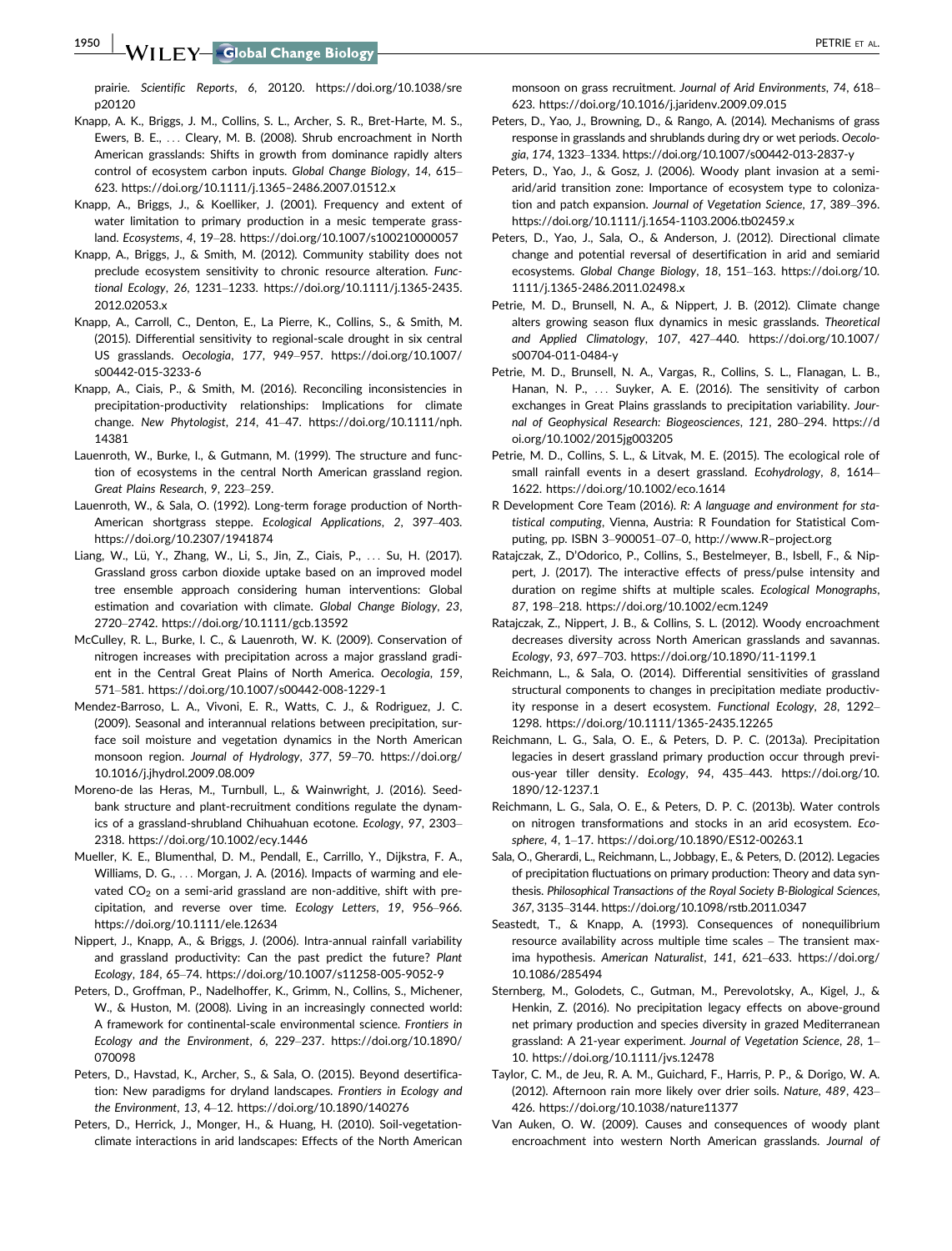prairie. *Scientific Reports*, *6*, 20120. https://doi.org/10.1038/srep20120

Knapp, A. K., Briggs, J. M., Collins, S. L., Archer, S. R., Bret-Harte, M. S., Ewers, B. E., … Cleary, M. B. (2008). Shrub encroachment in North American grasslands: Shifts in growth from dominance rapidly alters control of ecosystem carbon inputs. *Global Change Biology*, *14*, 615–623. https://doi.org/10.1111/j.1365-2486.2007.01512.x

Knapp, A., Briggs, J., & Koelliker, J. (2001). Frequency and extent of water limitation to primary production in a mesic temperate grassland. *Ecosystems*, *4*, 19–28. https://doi.org/10.1007/s100210000057

Knapp, A., Briggs, J., & Smith, M. (2012). Community stability does not preclude ecosystem sensitivity to chronic resource alteration. *Functional Ecology*, *26*, 1231–1233. https://doi.org/10.1111/j.1365-2435.2012.02053.x

Knapp, A., Carroll, C., Denton, E., La Pierre, K., Collins, S., & Smith, M. (2015). Differential sensitivity to regional-scale drought in six central US grasslands. *Oecologia*, *177*, 949–957. https://doi.org/10.1007/s00442-015-3233-6

Knapp, A., Ciais, P., & Smith, M. (2016). Reconciling inconsistencies in precipitation-productivity relationships: Implications for climate change. *New Phytologist*, *214*, 41–47. https://doi.org/10.1111/nph.14381

Lauenroth, W., Burke, I., & Gutmann, M. (1999). The structure and function of ecosystems in the central North American grassland region. *Great Plains Research*, *9*, 223–259.

Lauenroth, W., & Sala, O. (1992). Long-term forage production of North-American shortgrass steppe. *Ecological Applications*, *2*, 397–403. https://doi.org/10.2307/1941874

Liang, W., Lü, Y., Zhang, W., Li, S., Jin, Z., Ciais, P., … Su, H. (2017). Grassland gross carbon dioxide uptake based on an improved model tree ensemble approach considering human interventions: Global estimation and covariation with climate. *Global Change Biology*, *23*, 2720–2742. https://doi.org/10.1111/gcb.13592

McCulley, R. L., Burke, I. C., & Lauenroth, W. K. (2009). Conservation of nitrogen increases with precipitation across a major grassland gradient in the Central Great Plains of North America. *Oecologia*, *159*, 571–581. https://doi.org/10.1007/s00442-008-1229-1

Mendez-Barroso, L. A., Vivoni, E. R., Watts, C. J., & Rodriguez, J. C. (2009). Seasonal and interannual relations between precipitation, surface soil moisture and vegetation dynamics in the North American monsoon region. *Journal of Hydrology*, *377*, 59–70. https://doi.org/10.1016/j.jhydrol.2009.08.009

Moreno-de las Heras, M., Turnbull, L., & Wainwright, J. (2016). Seed-bank structure and plant-recruitment conditions regulate the dynamics of a grassland-shrubland Chihuahuan ecotone. *Ecology*, *97*, 2303–2318. https://doi.org/10.1002/ecy.1446

Mueller, K. E., Blumenthal, D. M., Pendall, E., Carrillo, Y., Dijkstra, F. A., Williams, D. G., … Morgan, J. A. (2016). Impacts of warming and elevated $CO_2$ on a semi-arid grassland are non-additive, shift with precipitation, and reverse over time. *Ecology Letters*, *19*, 956–966. https://doi.org/10.1111/ele.12634

Nippert, J., Knapp, A., & Briggs, J. (2006). Intra-annual rainfall variability and grassland productivity: Can the past predict the future? *Plant Ecology*, *184*, 65–74. https://doi.org/10.1007/s11258-005-9052-9

Peters, D., Groffman, P., Nadelhoffer, K., Grimm, N., Collins, S., Michener, W., & Huston, M. (2008). Living in an increasingly connected world: A framework for continental-scale environmental science. *Frontiers in Ecology and the Environment*, *6*, 229–237. https://doi.org/10.1890/070098

Peters, D., Havstad, K., Archer, S., & Sala, O. (2015). Beyond desertification: New paradigms for dryland landscapes. *Frontiers in Ecology and the Environment*, *13*, 4–12. https://doi.org/10.1890/140276

Peters, D., Herrick, J., Monger, H., & Huang, H. (2010). Soil-vegetation-climate interactions in arid landscapes: Effects of the North American monsoon on grass recruitment. *Journal of Arid Environments*, *74*, 618–623. https://doi.org/10.1016/j.jaridenv.2009.09.015

Peters, D., Yao, J., Browning, D., & Rango, A. (2014). Mechanisms of grass response in grasslands and shrublands during dry or wet periods. *Oecologia*, *174*, 1323–1334. https://doi.org/10.1007/s00442-013-2837-y

Peters, D., Yao, J., & Gosz, J. (2006). Woody plant invasion at a semi-arid/arid transition zone: Importance of ecosystem type to colonization and patch expansion. *Journal of Vegetation Science*, *17*, 389–396. https://doi.org/10.1111/j.1654-1103.2006.tb02459.x

Peters, D., Yao, J., Sala, O., & Anderson, J. (2012). Directional climate change and potential reversal of desertification in arid and semiarid ecosystems. *Global Change Biology*, *18*, 151–163. https://doi.org/10.1111/j.1365-2486.2011.02498.x

Petrie, M. D., Brunsell, N. A., & Nippert, J. B. (2012). Climate change alters growing season flux dynamics in mesic grasslands. *Theoretical and Applied Climatology*, *107*, 427–440. https://doi.org/10.1007/s00704-011-0484-y

Petrie, M. D., Brunsell, N. A., Vargas, R., Collins, S. L., Flanagan, L. B., Hanan, N. P., … Suyker, A. E. (2016). The sensitivity of carbon exchanges in Great Plains grasslands to precipitation variability. *Journal of Geophysical Research: Biogeosciences*, *121*, 280–294. https://doi.org/10.1002/2015jg003205

Petrie, M. D., Collins, S. L., & Litvak, M. E. (2015). The ecological role of small rainfall events in a desert grassland. *Ecohydrology*, *8*, 1614–1622. https://doi.org/10.1002/eco.1614

R Development Core Team (2016). *R: A language and environment for statistical computing*, Vienna, Austria: R Foundation for Statistical Computing, pp. ISBN 3–900051–07–0, http://www.R–project.org

Ratajczak, Z., D'Odorico, P., Collins, S., Bestelmeyer, B., Isbell, F., & Nippert, J. (2017). The interactive effects of press/pulse intensity and duration on regime shifts at multiple scales. *Ecological Monographs*, *87*, 198–218. https://doi.org/10.1002/ecm.1249

Ratajczak, Z., Nippert, J. B., & Collins, S. L. (2012). Woody encroachment decreases diversity across North American grasslands and savannas. *Ecology*, *93*, 697–703. https://doi.org/10.1890/11-1199.1

Reichmann, L., & Sala, O. (2014). Differential sensitivities of grassland structural components to changes in precipitation mediate productivity response in a desert ecosystem. *Functional Ecology*, *28*, 1292–1298. https://doi.org/10.1111/1365-2435.12265

Reichmann, L. G., Sala, O. E., & Peters, D. P. C. (2013a). Precipitation legacies in desert grassland primary production occur through previous-year tiller density. *Ecology*, *94*, 435–443. https://doi.org/10.1890/12-1237.1

Reichmann, L. G., Sala, O. E., & Peters, D. P. C. (2013b). Water controls on nitrogen transformations and stocks in an arid ecosystem. *Ecosphere*, *4*, 1–17. https://doi.org/10.1890/ES12-00263.1

Sala, O., Gherardi, L., Reichmann, L., Jobbagy, E., & Peters, D. (2012). Legacies of precipitation fluctuations on primary production: Theory and data synthesis. *Philosophical Transactions of the Royal Society B-Biological Sciences*, *367*, 3135–3144. https://doi.org/10.1098/rstb.2011.0347

Seastedt, T., & Knapp, A. (1993). Consequences of nonequilibrium resource availability across multiple time scales – The transient maxima hypothesis. *American Naturalist*, *141*, 621–633. https://doi.org/10.1086/285494

Sternberg, M., Golodets, C., Gutman, M., Perevolotsky, A., Kigel, J., & Henkin, Z. (2016). No precipitation legacy effects on above-ground net primary production and species diversity in grazed Mediterranean grassland: A 21-year experiment. *Journal of Vegetation Science*, *28*, 1–10. https://doi.org/10.1111/jvs.12478

Taylor, C. M., de Jeu, R. A. M., Guichard, F., Harris, P. P., & Dorigo, W. A. (2012). Afternoon rain more likely over drier soils. *Nature*, *489*, 423–426. https://doi.org/10.1038/nature11377

Van Auken, O. W. (2009). Causes and consequences of woody plant encroachment into western North American grasslands. *Journal of*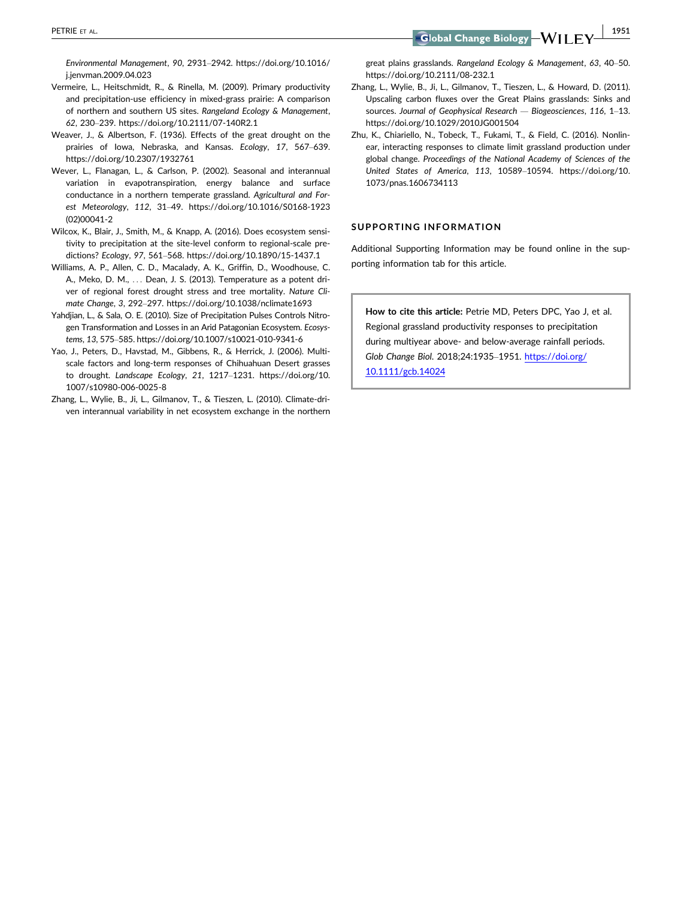*Environmental Management*, *90*, 2931–2942. https://doi.org/10.1016/j.jenvman.2009.04.023

Vermeire, L., Heitschmidt, R., & Rinella, M. (2009). Primary productivity and precipitation-use efficiency in mixed-grass prairie: A comparison of northern and southern US sites. *Rangeland Ecology & Management*, *62*, 230–239. https://doi.org/10.2111/07-140R2.1

Weaver, J., & Albertson, F. (1936). Effects of the great drought on the prairies of Iowa, Nebraska, and Kansas. *Ecology*, *17*, 567–639. https://doi.org/10.2307/1932761

Wever, L., Flanagan, L., & Carlson, P. (2002). Seasonal and interannual variation in evapotranspiration, energy balance and surface conductance in a northern temperate grassland. *Agricultural and Forest Meteorology*, *112*, 31–49. https://doi.org/10.1016/S0168-1923(02)00041-2

Wilcox, K., Blair, J., Smith, M., & Knapp, A. (2016). Does ecosystem sensitivity to precipitation at the site-level conform to regional-scale predictions? *Ecology*, *97*, 561–568. https://doi.org/10.1890/15-1437.1

Williams, A. P., Allen, C. D., Macalady, A. K., Griffin, D., Woodhouse, C. A., Meko, D. M., ... Dean, J. S. (2013). Temperature as a potent driver of regional forest drought stress and tree mortality. *Nature Climate Change*, *3*, 292–297. https://doi.org/10.1038/nclimate1693

Yahdjian, L., & Sala, O. E. (2010). Size of Precipitation Pulses Controls Nitrogen Transformation and Losses in an Arid Patagonian Ecosystem. *Ecosystems*, *13*, 575–585. https://doi.org/10.1007/s10021-010-9341-6

Yao, J., Peters, D., Havstad, M., Gibbens, R., & Herrick, J. (2006). Multi-scale factors and long-term responses of Chihuahuan Desert grasses to drought. *Landscape Ecology*, *21*, 1217–1231. https://doi.org/10.1007/s10980-006-0025-8

Zhang, L., Wylie, B., Ji, L., Gilmanov, T., & Tieszen, L. (2010). Climate-driven interannual variability in net ecosystem exchange in the northern great plains grasslands. *Rangeland Ecology & Management*, *63*, 40–50. https://doi.org/10.2111/08-232.1

Zhang, L., Wylie, B., Ji, L., Gilmanov, T., Tieszen, L., & Howard, D. (2011). Upscaling carbon fluxes over the Great Plains grasslands: Sinks and sources. *Journal of Geophysical Research — Biogeosciences*, *116*, 1–13. https://doi.org/10.1029/2010JG001504

Zhu, K., Chiariello, N., Tobeck, T., Fukami, T., & Field, C. (2016). Nonlinear, interacting responses to climate limit grassland production under global change. *Proceedings of the National Academy of Sciences of the United States of America*, *113*, 10589–10594. https://doi.org/10.1073/pnas.1606734113

## SUPPORTING INFORMATION

Additional Supporting Information may be found online in the supporting information tab for this article.

**How to cite this article:** Petrie MD, Peters DPC, Yao J, et al. Regional grassland productivity responses to precipitation during multiyear above- and below-average rainfall periods. *Glob Change Biol*. 2018;24:1935–1951. https://doi.org/10.1111/gcb.14024